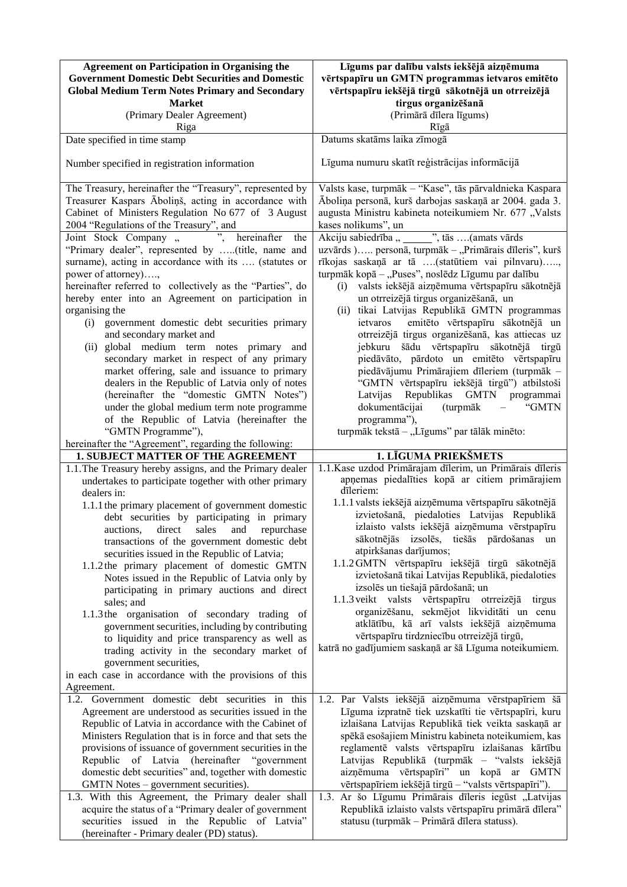| **Agreement on Participation in Organising the Government Domestic Debt Securities and Domestic Global Medium Term Notes Primary and Secondary Market**<br>(Primary Dealer Agreement)<br>Riga | **Līgums par dalību valsts iekšējā aizņēmuma vērtspapīru un GMTN programmas ietvaros emitēto vērtspapīru iekšējā tirgū sākotnējā un otrreizējā tirgus organizēšanā**<br>(Primārā dīlera līgums)<br>Rīgā |
|---|---|
| Date specified in time stamp<br><br>Number specified in registration information | Datums skatāms laika zīmogā<br><br>Līguma numuru skatīt reģistrācijas informācijā |
| The Treasury, hereinafter the "Treasury", represented by Treasurer Kaspars Āboliņš, acting in accordance with Cabinet of Ministers Regulation No 677 of 3 August 2004 "Regulations of the Treasury", and | Valsts kase, turpmāk – "Kase", tās pārvaldnieka Kaspara Āboliņa personā, kurš darbojas saskaņā ar 2004. gada 3. augusta Ministru kabineta noteikumiem Nr. 677 „Valsts kases nolikums", un |
| Joint Stock Company „ ", hereinafter the "Primary dealer", represented by …..(title, name and surname), acting in accordance with its …. (statutes or power of attorney)….,<br>hereinafter referred to collectively as the "Parties", do hereby enter into an Agreement on participation in organising the<br>(i) government domestic debt securities primary and secondary market and<br>(ii) global medium term notes primary and secondary market in respect of any primary market offering, sale and issuance to primary dealers in the Republic of Latvia only of notes (hereinafter the "domestic GMTN Notes") under the global medium term note programme of the Republic of Latvia (hereinafter the "GMTN Programme"),<br>hereinafter the "Agreement", regarding the following: | Akciju sabiedrība „ _____", tās ….(amats vārds uzvārds )….. personā, turpmāk – „Primārais dīleris", kurš rīkojas saskaņā ar tā ….(statūtiem vai pilnvaru)….., turpmāk kopā – „Puses", noslēdz Līgumu par dalību<br>(i) valsts iekšējā aizņēmuma vērtspapīru sākotnējā un otrreizējā tirgus organizēšanā, un<br>(ii) tikai Latvijas Republikā GMTN programmas ietvaros emitēto vērtspapīru sākotnējā un otrreizējā tirgus organizēšanā, kas attiecas uz jebkuru šādu vērtspapīru sākotnējā tirgū piedāvāto, pārdoto un emitēto vērtspapīru piedāvājumu Primārajiem dīleriem (turpmāk – "GMTN vērtspapīru iekšējā tirgū") atbilstoši Latvijas Republikas GMTN programmai dokumentācijai (turpmāk – "GMTN programma"),<br>turpmāk tekstā – „Līgums" par tālāk minēto: |
| **1. SUBJECT MATTER OF THE AGREEMENT** | **1. LĪGUMA PRIEKŠMETS** |
| 1.1. The Treasury hereby assigns, and the Primary dealer undertakes to participate together with other primary dealers in:<br>1.1.1 the primary placement of government domestic debt securities by participating in primary auctions, direct sales and repurchase transactions of the government domestic debt securities issued in the Republic of Latvia;<br>1.1.2 the primary placement of domestic GMTN Notes issued in the Republic of Latvia only by participating in primary auctions and direct sales; and<br>1.1.3 the organisation of secondary trading of government securities, including by contributing to liquidity and price transparency as well as trading activity in the secondary market of government securities,<br>in each case in accordance with the provisions of this Agreement. | 1.1. Kase uzdod Primārajam dīlerim, un Primārais dīleris apņemas piedalīties kopā ar citiem primārajiem dīleriem:<br>1.1.1 valsts iekšējā aizņēmuma vērtspapīru sākotnējā izvietošanā, piedaloties Latvijas Republikā izlaisto valsts iekšējā aizņēmuma vērstpapīru sākotnējās izsolēs, tiešās pārdošanas un atpirkšanas darījumos;<br>1.1.2 GMTN vērtspapīru iekšējā tirgū sākotnējā izvietošanā tikai Latvijas Republikā, piedaloties izsolēs un tiešajā pārdošanā; un<br>1.1.3 veikt valsts vērtspapīru otrreizējā tirgus organizēšanu, sekmējot likviditāti un cenu atklātību, kā arī valsts iekšējā aizņēmuma vērtspapīru tirdzniecību otrreizējā tirgū,<br>katrā no gadījumiem saskaņā ar šā Līguma noteikumiem. |
| 1.2. Government domestic debt securities in this Agreement are understood as securities issued in the Republic of Latvia in accordance with the Cabinet of Ministers Regulation that is in force and that sets the provisions of issuance of government securities in the Republic of Latvia (hereinafter "government domestic debt securities" and, together with domestic GMTN Notes – government securities). | 1.2. Par Valsts iekšējā aizņēmuma vērstpapīriem šā Līguma izpratnē tiek uzskatīti tie vērtspapīri, kuru izlaišana Latvijas Republikā tiek veikta saskaņā ar spēkā esošajiem Ministru kabineta noteikumiem, kas reglamentē valsts vērtspapīru izlaišanas kārtību Latvijas Republikā (turpmāk – "valsts iekšējā aizņēmuma vērtspapīri" un kopā ar GMTN vērtspapīriem iekšējā tirgū – "valsts vērtspapīri"). |
| 1.3. With this Agreement, the Primary dealer shall acquire the status of a "Primary dealer of government securities issued in the Republic of Latvia" (hereinafter - Primary dealer (PD) status). | 1.3. Ar šo Līgumu Primārais dīleris iegūst "Latvijas Republikā izlaisto valsts vērtspapīru primārā dīlera" statusu (turpmāk – Primārā dīlera statuss). |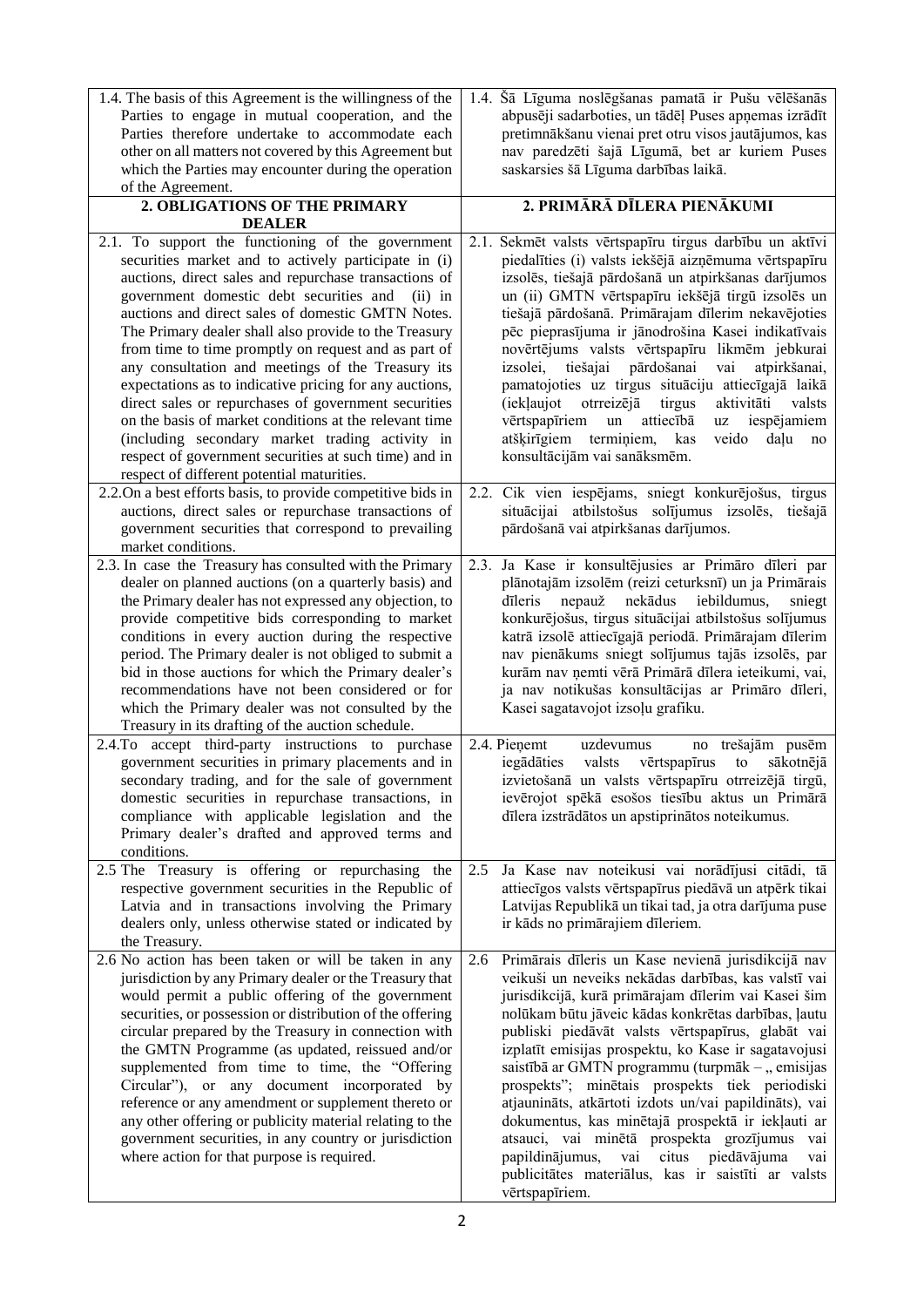| 1.4. The basis of this Agreement is the willingness of the Parties to engage in mutual cooperation, and the Parties therefore undertake to accommodate each other on all matters not covered by this Agreement but which the Parties may encounter during the operation of the Agreement. | 1.4. Šā Līguma noslēgšanas pamatā ir Pušu vēlēšanās abpusēji sadarboties, un tādēļ Puses apņemas izrādīt pretimnākšanu vienai pret otru visos jautājumos, kas nav paredzēti šajā Līgumā, bet ar kuriem Puses saskarsies šā Līguma darbības laikā. |
|---|---|
| **2. OBLIGATIONS OF THE PRIMARY DEALER** | **2. PRIMĀRĀ DĪLERA PIENĀKUMI** |
| 2.1. To support the functioning of the government securities market and to actively participate in (i) auctions, direct sales and repurchase transactions of government domestic debt securities and (ii) in auctions and direct sales of domestic GMTN Notes. The Primary dealer shall also provide to the Treasury from time to time promptly on request and as part of any consultation and meetings of the Treasury its expectations as to indicative pricing for any auctions, direct sales or repurchases of government securities on the basis of market conditions at the relevant time (including secondary market trading activity in respect of government securities at such time) and in respect of different potential maturities. | 2.1. Sekmēt valsts vērtspapīru tirgus darbību un aktīvi piedalīties (i) valsts iekšējā aizņēmuma vērtspapīru izsolēs, tiešajā pārdošanā un atpirkšanas darījumos un (ii) GMTN vērtspapīru iekšējā tirgū izsolēs un tiešajā pārdošanā. Primārajam dīlerim nekavējoties pēc pieprasījuma ir jānodrošina Kasei indikatīvais novērtējums valsts vērtspapīru likmēm jebkurai izsolei, tiešajai pārdošanai vai atpirkšanai, pamatojoties uz tirgus situāciju attiecīgajā laikā (iekļaujot otrreizējā tirgus aktivitāti valsts vērtspapīriem un attiecībā uz iespējamiem atšķirīgiem termiņiem, kas veido daļu no konsultācijām vai sanāksmēm. |
| 2.2. On a best efforts basis, to provide competitive bids in auctions, direct sales or repurchase transactions of government securities that correspond to prevailing market conditions. | 2.2. Cik vien iespējams, sniegt konkurējošus, tirgus situācijai atbilstošus solījumus izsolēs, tiešajā pārdošanā vai atpirkšanas darījumos. |
| 2.3. In case the Treasury has consulted with the Primary dealer on planned auctions (on a quarterly basis) and the Primary dealer has not expressed any objection, to provide competitive bids corresponding to market conditions in every auction during the respective period. The Primary dealer is not obliged to submit a bid in those auctions for which the Primary dealer's recommendations have not been considered or for which the Primary dealer was not consulted by the Treasury in its drafting of the auction schedule. | 2.3. Ja Kase ir konsultējusies ar Primāro dīleri par plānotajām izsolēm (reizi ceturksnī) un ja Primārais dīleris nepauž nekādus iebildumus, sniegt konkurējošus, tirgus situācijai atbilstošus solījumus katrā izsolē attiecīgajā periodā. Primārajam dīlerim nav pienākums sniegt solījumus tajās izsolēs, par kurām nav ņemti vērā Primārā dīlera ieteikumi, vai, ja nav notikušas konsultācijas ar Primāro dīleri, Kasei sagatavojot izsoļu grafiku. |
| 2.4. To accept third-party instructions to purchase government securities in primary placements and in secondary trading, and for the sale of government domestic securities in repurchase transactions, in compliance with applicable legislation and the Primary dealer's drafted and approved terms and conditions. | 2.4. Pieņemt uzdevumus no trešajām pusēm iegādāties valsts vērtspapīrus to sākotnējā izvietošanā un valsts vērtspapīru otrreizējā tirgū, ievērojot spēkā esošos tiesību aktus un Primārā dīlera izstrādātos un apstiprinātos noteikumus. |
| 2.5 The Treasury is offering or repurchasing the respective government securities in the Republic of Latvia and in transactions involving the Primary dealers only, unless otherwise stated or indicated by the Treasury. | 2.5 Ja Kase nav noteikusi vai norādījusi citādi, tā attiecīgos valsts vērtspapīrus piedāvā un atpērk tikai Latvijas Republikā un tikai tad, ja otra darījuma puse ir kāds no primārajiem dīleriem. |
| 2.6 No action has been taken or will be taken in any jurisdiction by any Primary dealer or the Treasury that would permit a public offering of the government securities, or possession or distribution of the offering circular prepared by the Treasury in connection with the GMTN Programme (as updated, reissued and/or supplemented from time to time, the "Offering Circular"), or any document incorporated by reference or any amendment or supplement thereto or any other offering or publicity material relating to the government securities, in any country or jurisdiction where action for that purpose is required. | 2.6 Primārais dīleris un Kase nevienā jurisdikcijā nav veikuši un neveiks nekādas darbības, kas valstī vai jurisdikcijā, kurā primārajam dīlerim vai Kasei šim nolūkam būtu jāveic kādas konkrētas darbības, ļautu publiski piedāvāt valsts vērtspapīrus, glabāt vai izplatīt emisijas prospektu, ko Kase ir sagatavojusi saistībā ar GMTN programmu (turpmāk – „ emisijas prospekts"; minētais prospekts tiek periodiski atjaunināts, atkārtoti izdots un/vai papildināts), vai dokumentus, kas minētajā prospektā ir iekļauti ar atsauci, vai minētā prospekta grozījumus vai papildinājumus, vai citus piedāvājuma vai publicitātes materiālus, kas ir saistīti ar valsts vērtspapīriem. |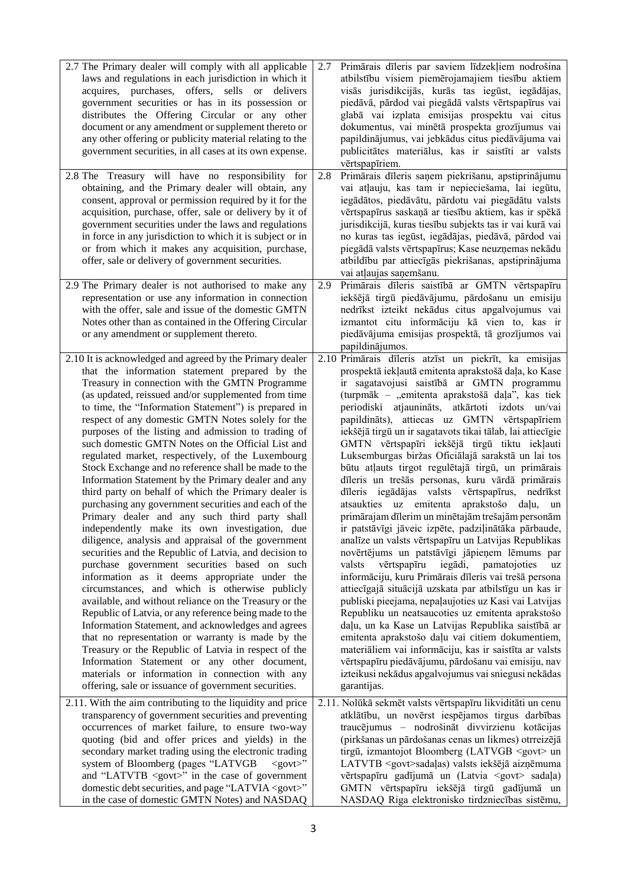| | |
|---|---|
| 2.7 The Primary dealer will comply with all applicable laws and regulations in each jurisdiction in which it acquires, purchases, offers, sells or delivers government securities or has in its possession or distributes the Offering Circular or any other document or any amendment or supplement thereto or any other offering or publicity material relating to the government securities, in all cases at its own expense. | 2.7 Primārais dīleris par saviem līdzekļiem nodrošina atbilstību visiem piemērojamajiem tiesību aktiem visās jurisdikcijās, kurās tas iegūst, iegādājas, piedāvā, pārdod vai piegādā valsts vērtspapīrus vai glabā vai izplata emisijas prospektu vai citus dokumentus, vai minētā prospekta grozījumus vai papildinājumus, vai jebkādus citus piedāvājuma vai publicitātes materiālus, kas ir saistīti ar valsts vērtspapīriem. |
| 2.8 The Treasury will have no responsibility for obtaining, and the Primary dealer will obtain, any consent, approval or permission required by it for the acquisition, purchase, offer, sale or delivery by it of government securities under the laws and regulations in force in any jurisdiction to which it is subject or in or from which it makes any acquisition, purchase, offer, sale or delivery of government securities. | 2.8 Primārais dīleris saņem piekrišanu, apstiprinājumu vai atļauju, kas tam ir nepieciešama, lai iegūtu, iegādātos, piedāvātu, pārdotu vai piegādātu valsts vērtspapīrus saskaņā ar tiesību aktiem, kas ir spēkā jurisdikcijā, kuras tiesību subjekts tas ir vai kurā vai no kuras tas iegūst, iegādājas, piedāvā, pārdod vai piegādā valsts vērtspapīrus; Kase neuzņemas nekādu atbildību par attiecīgās piekrišanas, apstiprinājuma vai atļaujas saņemšanu. |
| 2.9 The Primary dealer is not authorised to make any representation or use any information in connection with the offer, sale and issue of the domestic GMTN Notes other than as contained in the Offering Circular or any amendment or supplement thereto. | 2.9 Primārais dīleris saistībā ar GMTN vērtspapīru iekšējā tirgū piedāvājumu, pārdošanu un emisiju nedrīkst izteikt nekādus citus apgalvojumus vai izmantot citu informāciju kā vien to, kas ir piedāvājuma emisijas prospektā, tā grozījumos vai papildinājumos. |
| 2.10 It is acknowledged and agreed by the Primary dealer that the information statement prepared by the Treasury in connection with the GMTN Programme (as updated, reissued and/or supplemented from time to time, the "Information Statement") is prepared in respect of any domestic GMTN Notes solely for the purposes of the listing and admission to trading of such domestic GMTN Notes on the Official List and regulated market, respectively, of the Luxembourg Stock Exchange and no reference shall be made to the Information Statement by the Primary dealer and any third party on behalf of which the Primary dealer is purchasing any government securities and each of the Primary dealer and any such third party shall independently make its own investigation, due diligence, analysis and appraisal of the government securities and the Republic of Latvia, and decision to purchase government securities based on such information as it deems appropriate under the circumstances, and which is otherwise publicly available, and without reliance on the Treasury or the Republic of Latvia, or any reference being made to the Information Statement, and acknowledges and agrees that no representation or warranty is made by the Treasury or the Republic of Latvia in respect of the Information Statement or any other document, materials or information in connection with any offering, sale or issuance of government securities. | 2.10 Primārais dīleris atzīst un piekrīt, ka emisijas prospektā iekļautā emitenta aprakstošā daļa, ko Kase ir sagatavojusi saistībā ar GMTN programmu (turpmāk – „emitenta aprakstošā daļa", kas tiek periodiski atjaunināts, atkārtoti izdots un/vai papildināts), attiecas uz GMTN vērtspapīriem iekšējā tirgū un ir sagatavots tikai tālab, lai attiecīgie GMTN vērtspapīri iekšējā tirgū tiktu iekļauti Luksemburgas biržas Oficiālajā sarakstā un lai tos būtu atļauts tirgot regulētajā tirgū, un primārais dīleris un trešās personas, kuru vārdā primārais dīleris iegādājas valsts vērtspapīrus, nedrīkst atsaukties uz emitenta aprakstošo daļu, un primārajam dīlerim un minētajām trešajām personām ir patstāvīgi jāveic izpēte, padziļinātāka pārbaude, analīze un valsts vērtspapīru un Latvijas Republikas novērtējums un patstāvīgi jāpieņem lēmums par valsts vērtspapīru iegādi, pamatojoties uz informāciju, kuru Primārais dīleris vai trešā persona attiecīgajā situācijā uzskata par atbilstīgu un kas ir publiski pieejama, nepaļaujoties uz Kasi vai Latvijas Republiku un neatsaucoties uz emitenta aprakstošo daļu, un ka Kase un Latvijas Republika saistībā ar emitenta aprakstošo daļu vai citiem dokumentiem, materiāliem vai informāciju, kas ir saistīta ar valsts vērtspapīru piedāvājumu, pārdošanu vai emisiju, nav izteikusi nekādus apgalvojumus vai sniegusi nekādas garantijas. |
| 2.11. With the aim contributing to the liquidity and price transparency of government securities and preventing occurrences of market failure, to ensure two-way quoting (bid and offer prices and yields) in the secondary market trading using the electronic trading system of Bloomberg (pages "LATVGB <govt>" and "LATVTB <govt>" in the case of government domestic debt securities, and page "LATVIA <govt>" in the case of domestic GMTN Notes) and NASDAQ | 2.11. Nolūkā sekmēt valsts vērtspapīru likviditāti un cenu atklātību, un novērst iespējamos tirgus darbības traucējumus – nodrošināt divvirzienu kotācijas (pirkšanas un pārdošanas cenas un likmes) otrreizējā tirgū, izmantojot Bloomberg (LATVGB <govt> un LATVTB <govt>sadaļas) valsts iekšējā aizņēmuma vērtspapīru gadījumā un (Latvia <govt> sadaļa) GMTN vērtspapīru iekšējā tirgū gadījumā un NASDAQ Riga elektronisko tirdzniecības sistēmu, |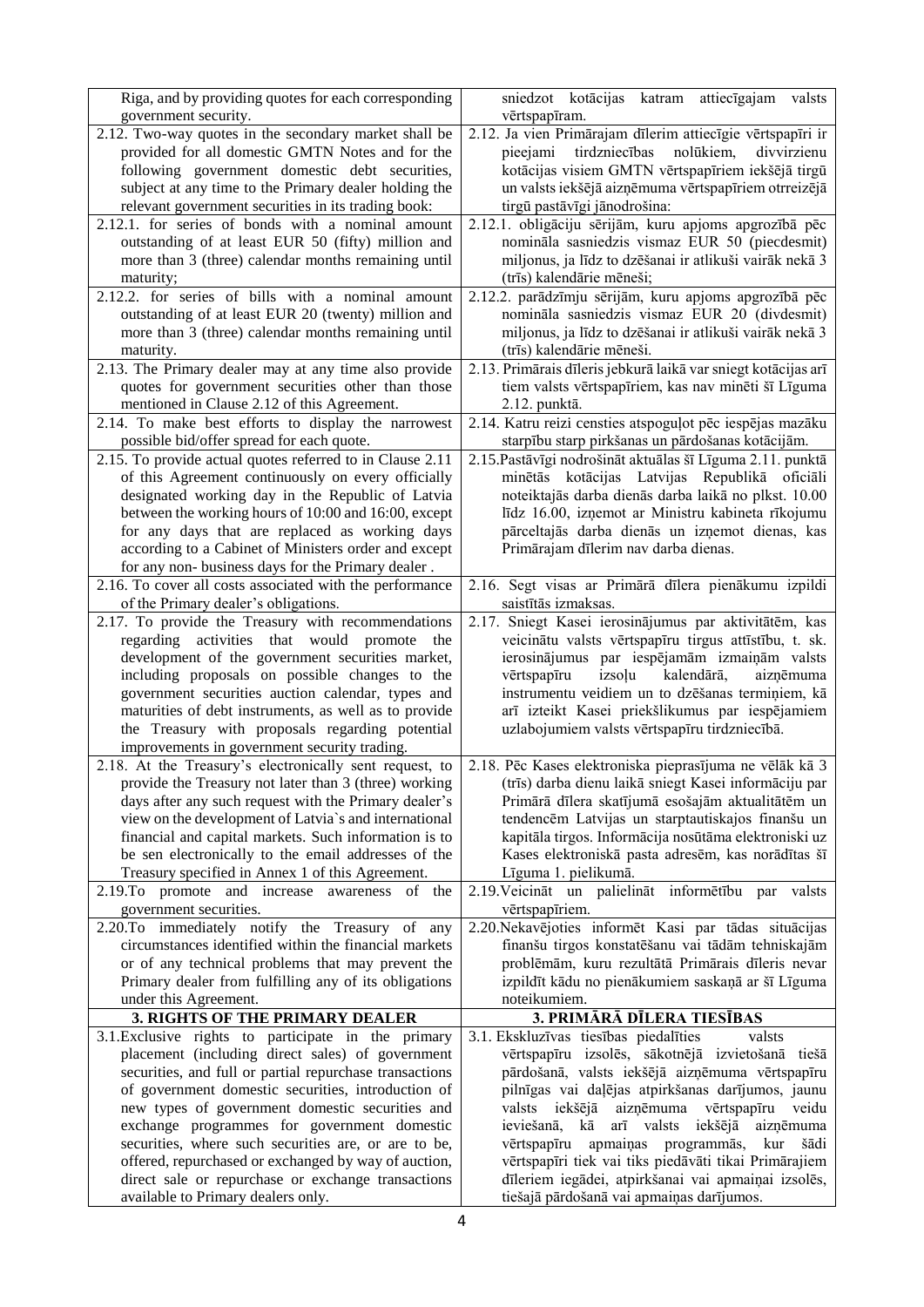| | |
|---|---|
| Riga, and by providing quotes for each corresponding government security. | sniedzot kotācijas katram attiecīgajam valsts vērtspapīram. |
| 2.12. Two-way quotes in the secondary market shall be provided for all domestic GMTN Notes and for the following government domestic debt securities, subject at any time to the Primary dealer holding the relevant government securities in its trading book: | 2.12. Ja vien Primārajam dīlerim attiecīgie vērtspapīri ir pieejami tirdzniecības nolūkiem, divvirzienu kotācijas visiem GMTN vērtspapīriem iekšējā tirgū un valsts iekšējā aizņēmuma vērtspapīriem otrreizējā tirgū pastāvīgi jānodrošina: |
| 2.12.1. for series of bonds with a nominal amount outstanding of at least EUR 50 (fifty) million and more than 3 (three) calendar months remaining until maturity; | 2.12.1. obligāciju sērijām, kuru apjoms apgrozībā pēc nomināla sasniedzis vismaz EUR 50 (piecdesmit) miljonus, ja līdz to dzēšanai ir atlikuši vairāk nekā 3 (trīs) kalendārie mēneši; |
| 2.12.2. for series of bills with a nominal amount outstanding of at least EUR 20 (twenty) million and more than 3 (three) calendar months remaining until maturity. | 2.12.2. parādzīmju sērijām, kuru apjoms apgrozībā pēc nomināla sasniedzis vismaz EUR 20 (divdesmit) miljonus, ja līdz to dzēšanai ir atlikuši vairāk nekā 3 (trīs) kalendārie mēneši. |
| 2.13. The Primary dealer may at any time also provide quotes for government securities other than those mentioned in Clause 2.12 of this Agreement. | 2.13. Primārais dīleris jebkurā laikā var sniegt kotācijas arī tiem valsts vērtspapīriem, kas nav minēti šī Līguma 2.12. punktā. |
| 2.14. To make best efforts to display the narrowest possible bid/offer spread for each quote. | 2.14. Katru reizi censties atspoguļot pēc iespējas mazāku starpību starp pirkšanas un pārdošanas kotācijām. |
| 2.15. To provide actual quotes referred to in Clause 2.11 of this Agreement continuously on every officially designated working day in the Republic of Latvia between the working hours of 10:00 and 16:00, except for any days that are replaced as working days according to a Cabinet of Ministers order and except for any non- business days for the Primary dealer . | 2.15.Pastāvīgi nodrošināt aktuālas šī Līguma 2.11. punktā minētās kotācijas Latvijas Republikā oficiāli noteiktajās darba dienās darba laikā no plkst. 10.00 līdz 16.00, izņemot ar Ministru kabineta rīkojumu pārceltajās darba dienās un izņemot dienas, kas Primārajam dīlerim nav darba dienas. |
| 2.16. To cover all costs associated with the performance of the Primary dealer's obligations. | 2.16. Segt visas ar Primārā dīlera pienākumu izpildi saistītās izmaksas. |
| 2.17. To provide the Treasury with recommendations regarding activities that would promote the development of the government securities market, including proposals on possible changes to the government securities auction calendar, types and maturities of debt instruments, as well as to provide the Treasury with proposals regarding potential improvements in government security trading. | 2.17. Sniegt Kasei ierosinājumus par aktivitātēm, kas veicinātu valsts vērtspapīru tirgus attīstību, t. sk. ierosinājumus par iespējamām izmaiņām valsts vērtspapīru izsoļu kalendārā, aizņēmuma instrumentu veidiem un to dzēšanas termiņiem, kā arī izteikt Kasei priekšlikumus par iespējamiem uzlabojumiem valsts vērtspapīru tirdzniecībā. |
| 2.18. At the Treasury's electronically sent request, to provide the Treasury not later than 3 (three) working days after any such request with the Primary dealer's view on the development of Latvia`s and international financial and capital markets. Such information is to be sen electronically to the email addresses of the Treasury specified in Annex 1 of this Agreement. | 2.18. Pēc Kases elektroniska pieprasījuma ne vēlāk kā 3 (trīs) darba dienu laikā sniegt Kasei informāciju par Primārā dīlera skatījumā esošajām aktualitātēm un tendencēm Latvijas un starptautiskajos finanšu un kapitāla tirgos. Informācija nosūtāma elektroniski uz Kases elektroniskā pasta adresēm, kas norādītas šī Līguma 1. pielikumā. |
| 2.19.To promote and increase awareness of the government securities. | 2.19.Veicināt un palielināt informētību par valsts vērtspapīriem. |
| 2.20.To immediately notify the Treasury of any circumstances identified within the financial markets or of any technical problems that may prevent the Primary dealer from fulfilling any of its obligations under this Agreement. | 2.20.Nekavējoties informēt Kasi par tādas situācijas finanšu tirgos konstatēšanu vai tādām tehniskajām problēmām, kuru rezultātā Primārais dīleris nevar izpildīt kādu no pienākumiem saskaņā ar šī Līguma noteikumiem. |
| **3. RIGHTS OF THE PRIMARY DEALER** | **3. PRIMĀRĀ DĪLERA TIESĪBAS** |
| 3.1.Exclusive rights to participate in the primary placement (including direct sales) of government securities, and full or partial repurchase transactions of government domestic securities, introduction of new types of government domestic securities and exchange programmes for government domestic securities, where such securities are, or are to be, offered, repurchased or exchanged by way of auction, direct sale or repurchase or exchange transactions available to Primary dealers only. | 3.1. Ekskluzīvas tiesības piedalīties valsts vērtspapīru izsolēs, sākotnējā izvietošanā tiešā pārdošanā, valsts iekšējā aizņēmuma vērtspapīru pilnīgas vai daļējas atpirkšanas darījumos, jaunu valsts iekšējā aizņēmuma vērtspapīru veidu ieviešanā, kā arī valsts iekšējā aizņēmuma vērtspapīru apmaiņas programmās, kur šādi vērtspapīri tiek vai tiks piedāvāti tikai Primārajiem dīleriem iegādei, atpirkšanai vai apmaiņai izsolēs, tiešajā pārdošanā vai apmaiņas darījumos. |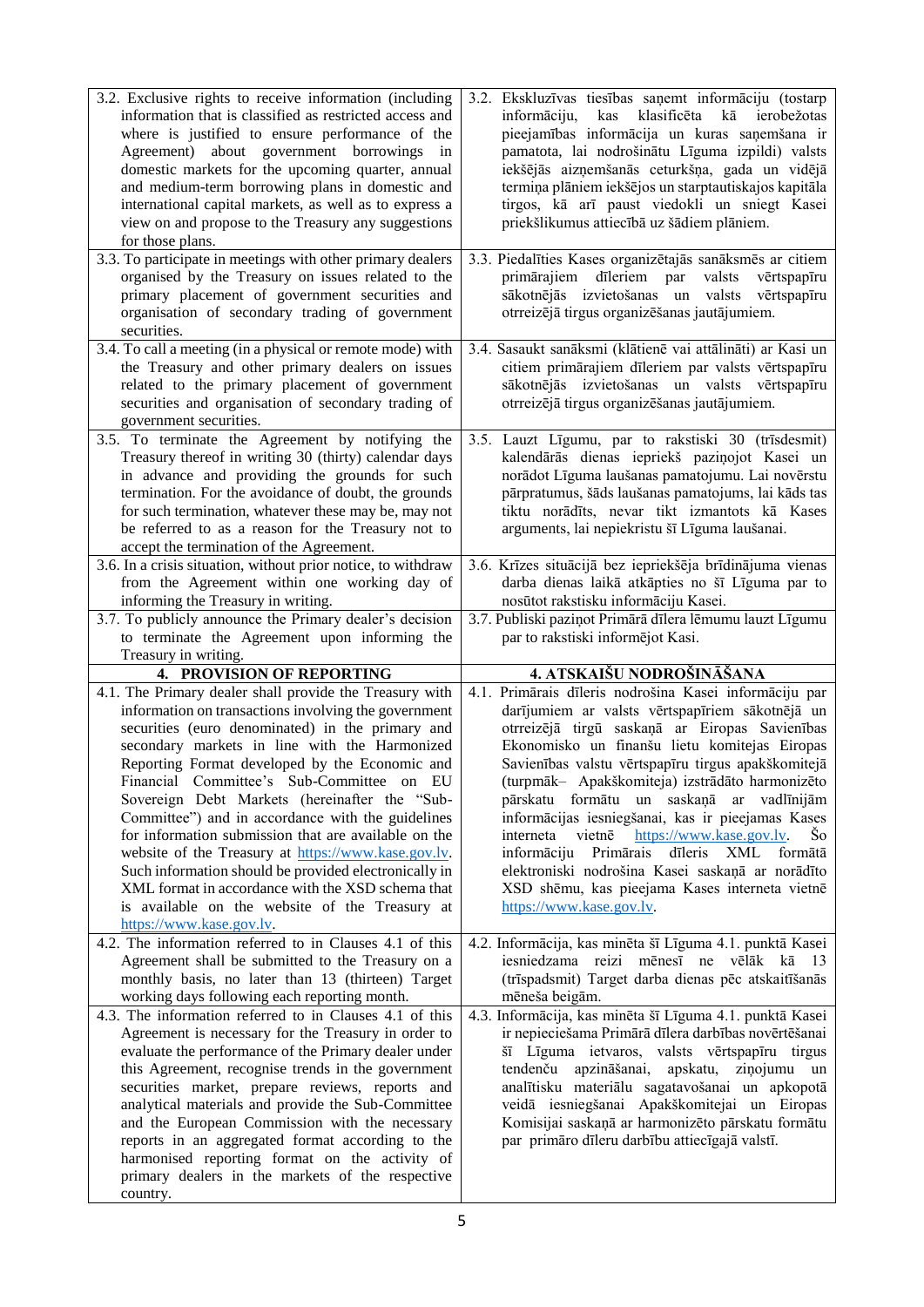| | |
|---|---|
| 3.2. Exclusive rights to receive information (including information that is classified as restricted access and where is justified to ensure performance of the Agreement) about government borrowings in domestic markets for the upcoming quarter, annual and medium-term borrowing plans in domestic and international capital markets, as well as to express a view on and propose to the Treasury any suggestions for those plans. | 3.2. Ekskluzīvas tiesības saņemt informāciju (tostarp informāciju, kas klasificēta kā ierobežotas pieejamības informācija un kuras saņemšana ir pamatota, lai nodrošinātu Līguma izpildi) valsts iekšējās aizņemšanās ceturkšņa, gada un vidējā termiņa plāniem iekšējos un starptautiskajos kapitāla tirgos, kā arī paust viedokli un sniegt Kasei priekšlikumus attiecībā uz šādiem plāniem. |
| 3.3. To participate in meetings with other primary dealers organised by the Treasury on issues related to the primary placement of government securities and organisation of secondary trading of government securities. | 3.3. Piedalīties Kases organizētajās sanāksmēs ar citiem primārajiem dīleriem par valsts vērtspapīru sākotnējās izvietošanas un valsts vērtspapīru otrreizējā tirgus organizēšanas jautājumiem. |
| 3.4. To call a meeting (in a physical or remote mode) with the Treasury and other primary dealers on issues related to the primary placement of government securities and organisation of secondary trading of government securities. | 3.4. Sasaukt sanāksmi (klātienē vai attālināti) ar Kasi un citiem primārajiem dīleriem par valsts vērtspapīru sākotnējās izvietošanas un valsts vērtspapīru otrreizējā tirgus organizēšanas jautājumiem. |
| 3.5. To terminate the Agreement by notifying the Treasury thereof in writing 30 (thirty) calendar days in advance and providing the grounds for such termination. For the avoidance of doubt, the grounds for such termination, whatever these may be, may not be referred to as a reason for the Treasury not to accept the termination of the Agreement. | 3.5. Lauzt Līgumu, par to rakstiski 30 (trīsdesmit) kalendārās dienas iepriekš paziņojot Kasei un norādot Līguma laušanas pamatojumu. Lai novērstu pārpratumus, šāds laušanas pamatojums, lai kāds tas tiktu norādīts, nevar tikt izmantots kā Kases arguments, lai nepiekristu šī Līguma laušanai. |
| 3.6. In a crisis situation, without prior notice, to withdraw from the Agreement within one working day of informing the Treasury in writing. | 3.6. Krīzes situācijā bez iepriekšēja brīdinājuma vienas darba dienas laikā atkāpties no šī Līguma par to nosūtot rakstisku informāciju Kasei. |
| 3.7. To publicly announce the Primary dealer's decision to terminate the Agreement upon informing the Treasury in writing. | 3.7. Publiski paziņot Primārā dīlera lēmumu lauzt Līgumu par to rakstiski informējot Kasi. |
| **4. PROVISION OF REPORTING** | **4. ATSKAIŠU NODROŠINĀŠANA** |
| 4.1. The Primary dealer shall provide the Treasury with information on transactions involving the government securities (euro denominated) in the primary and secondary markets in line with the Harmonized Reporting Format developed by the Economic and Financial Committee's Sub-Committee on EU Sovereign Debt Markets (hereinafter the "Sub-Committee") and in accordance with the guidelines for information submission that are available on the website of the Treasury at https://www.kase.gov.lv. Such information should be provided electronically in XML format in accordance with the XSD schema that is available on the website of the Treasury at https://www.kase.gov.lv. | 4.1. Primārais dīleris nodrošina Kasei informāciju par darījumiem ar valsts vērtspapīriem sākotnējā un otrreizējā tirgū saskaņā ar Eiropas Savienības Ekonomisko un finanšu lietu komitejas Eiropas Savienības valstu vērtspapīru tirgus apakškomitejā (turpmāk– Apakškomiteja) izstrādāto harmonizēto pārskatu formātu un saskaņā ar vadlīnijām informācijas iesniegšanai, kas ir pieejamas Kases interneta vietnē https://www.kase.gov.lv. Šo informāciju Primārais dīleris XML formātā elektroniski nodrošina Kasei saskaņā ar norādīto XSD shēmu, kas pieejama Kases interneta vietnē https://www.kase.gov.lv. |
| 4.2. The information referred to in Clauses 4.1 of this Agreement shall be submitted to the Treasury on a monthly basis, no later than 13 (thirteen) Target working days following each reporting month. | 4.2. Informācija, kas minēta šī Līguma 4.1. punktā Kasei iesniedzama reizi mēnesī ne vēlāk kā 13 (trīspadsmit) Target darba dienas pēc atskaitīšanās mēneša beigām. |
| 4.3. The information referred to in Clauses 4.1 of this Agreement is necessary for the Treasury in order to evaluate the performance of the Primary dealer under this Agreement, recognise trends in the government securities market, prepare reviews, reports and analytical materials and provide the Sub-Committee and the European Commission with the necessary reports in an aggregated format according to the harmonised reporting format on the activity of primary dealers in the markets of the respective country. | 4.3. Informācija, kas minēta šī Līguma 4.1. punktā Kasei ir nepieciešama Primārā dīlera darbības novērtēšanai šī Līguma ietvaros, valsts vērtspapīru tirgus tendenču apzināšanai, apskatu, ziņojumu un analītisku materiālu sagatavošanai un apkopotā veidā iesniegšanai Apakškomitejai un Eiropas Komisijai saskaņā ar harmonizēto pārskatu formātu par primāro dīleru darbību attiecīgajā valstī. |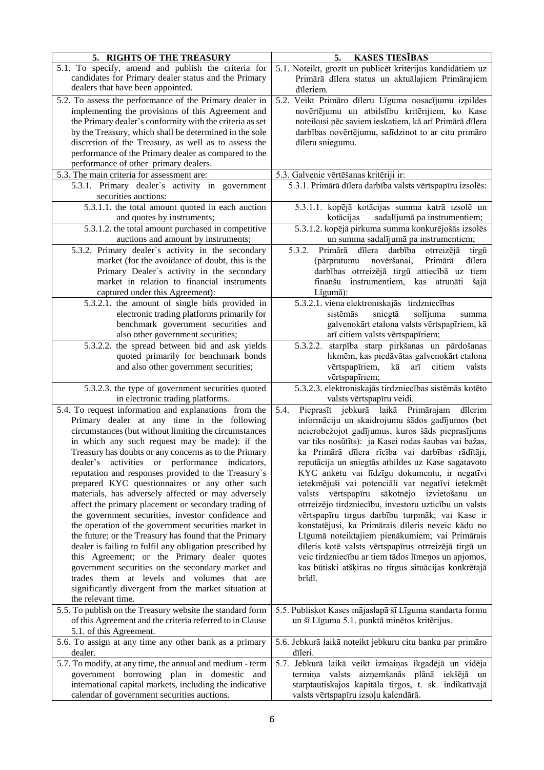| 5. RIGHTS OF THE TREASURY | 5. KASES TIESĪBAS |
|---|---|
| 5.1. To specify, amend and publish the criteria for candidates for Primary dealer status and the Primary dealers that have been appointed. | 5.1. Noteikt, grozīt un publicēt kritērijus kandidātiem uz Primārā dīlera status un aktuālajiem Primārajiem dīleriem. |
| 5.2. To assess the performance of the Primary dealer in implementing the provisions of this Agreement and the Primary dealer's conformity with the criteria as set by the Treasury, which shall be determined in the sole discretion of the Treasury, as well as to assess the performance of the Primary dealer as compared to the performance of other primary dealers. | 5.2. Veikt Primāro dīleru Līguma nosacījumu izpildes novērtējumu un atbilstību kritērijiem, ko Kase noteikusi pēc saviem ieskatiem, kā arī Primārā dīlera darbības novērtējumu, salīdzinot to ar citu primāro dīleru sniegumu. |
| 5.3. The main criteria for assessment are: | 5.3. Galvenie vērtēšanas kritēriji ir: |
| 5.3.1. Primary dealer`s activity in government securities auctions: | 5.3.1. Primārā dīlera darbība valsts vērtspapīru izsolēs: |
| 5.3.1.1. the total amount quoted in each auction and quotes by instruments; | 5.3.1.1. kopējā kotācijas summa katrā izsolē un kotācijas sadalījumā pa instrumentiem; |
| 5.3.1.2. the total amount purchased in competitive auctions and amount by instruments; | 5.3.1.2. kopējā pirkuma summa konkurējošās izsolēs un summa sadalījumā pa instrumentiem; |
| 5.3.2. Primary dealer`s activity in the secondary market (for the avoidance of doubt, this is the Primary Dealer`s activity in the secondary market in relation to financial instruments captured under this Agreement): | 5.3.2. Primārā dīlera darbība otrreizējā tirgū (pārpratumu novēršanai, Primārā dīlera darbības otrreizējā tirgū attiecībā uz tiem finanšu instrumentiem, kas atrunāti šajā Līgumā): |
| 5.3.2.1. the amount of single bids provided in electronic trading platforms primarily for benchmark government securities and also other government securities; | 5.3.2.1. viena elektroniskajās tirdzniecības sistēmās sniegtā solījuma summa galvenokārt etalona valsts vērtspapīriem, kā arī citiem valsts vērtspapīriem; |
| 5.3.2.2. the spread between bid and ask yields quoted primarily for benchmark bonds and also other government securities; | 5.3.2.2. starpība starp pirkšanas un pārdošanas likmēm, kas piedāvātas galvenokārt etalona vērtspapīriem, kā arī citiem valsts vērtspapīriem; |
| 5.3.2.3. the type of government securities quoted in electronic trading platforms. | 5.3.2.3. elektroniskajās tirdzniecības sistēmās kotēto valsts vērtspapīru veidi. |
| 5.4. To request information and explanations from the Primary dealer at any time in the following circumstances (but without limiting the circumstances in which any such request may be made): if the Treasury has doubts or any concerns as to the Primary dealer's activities or performance indicators, reputation and responses provided to the Treasury`s prepared KYC questionnaires or any other such materials, has adversely affected or may adversely affect the primary placement or secondary trading of the government securities, investor confidence and the operation of the government securities market in the future; or the Treasury has found that the Primary dealer is failing to fulfil any obligation prescribed by this Agreement; or the Primary dealer quotes government securities on the secondary market and trades them at levels and volumes that are significantly divergent from the market situation at the relevant time. | 5.4. Pieprasīt jebkurā laikā Primārajam dīlerim informāciju un skaidrojumu šādos gadījumos (bet neierobežojot gadījumus, kuros šāds pieprasījums var tiks nosūtīts): ja Kasei rodas šaubas vai bažas, ka Primārā dīlera rīcība vai darbības rādītāji, reputācija un sniegtās atbildes uz Kase sagatavoto KYC anketu vai līdzīgu dokumentu, ir negatīvi ietekmējuši vai potenciāli var negatīvi ietekmēt valsts vērtspapīru sākotnējo izvietošanu un otrreizējo tirdzniecību, investoru uzticību un valsts vērtspapīru tirgus darbību turpmāk; vai Kase ir konstatējusi, ka Primārais dīleris neveic kādu no Līgumā noteiktajiem pienākumiem; vai Primārais dīleris kotē valsts vērtspapīrus otrreizējā tirgū un veic tirdzniecību ar tiem tādos līmeņos un apjomos, kas būtiski atšķiras no tirgus situācijas konkrētajā brīdī. |
| 5.5. To publish on the Treasury website the standard form of this Agreement and the criteria referred to in Clause 5.1. of this Agreement. | 5.5. Publiskot Kases mājaslapā šī Līguma standarta formu un šī Līguma 5.1. punktā minētos kritērijus. |
| 5.6. To assign at any time any other bank as a primary dealer. | 5.6. Jebkurā laikā noteikt jebkuru citu banku par primāro dīleri. |
| 5.7. To modify, at any time, the annual and medium - term government borrowing plan in domestic and international capital markets, including the indicative calendar of government securities auctions. | 5.7. Jebkurā laikā veikt izmaiņas ikgadējā un vidēja termiņa valsts aizņemšanās plānā iekšējā un starptautiskajos kapitāla tirgos, t. sk. indikatīvajā valsts vērtspapīru izsoļu kalendārā. |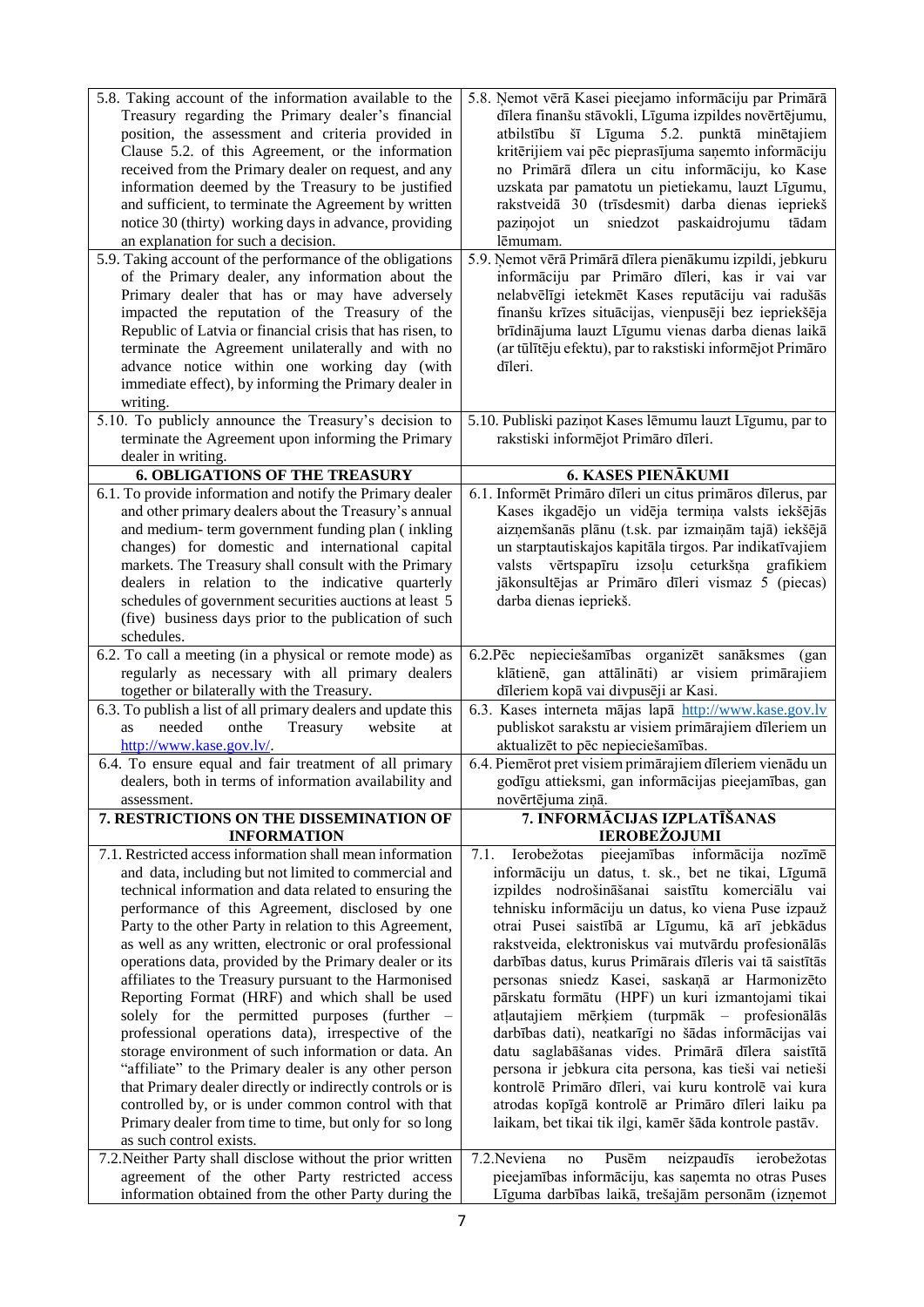| | |
|---|---|
| 5.8. Taking account of the information available to the Treasury regarding the Primary dealer's financial position, the assessment and criteria provided in Clause 5.2. of this Agreement, or the information received from the Primary dealer on request, and any information deemed by the Treasury to be justified and sufficient, to terminate the Agreement by written notice 30 (thirty) working days in advance, providing an explanation for such a decision. | 5.8. Ņemot vērā Kasei pieejamo informāciju par Primārā dīlera finanšu stāvokli, Līguma izpildes novērtējumu, atbilstību šī Līguma 5.2. punktā minētajiem kritērijiem vai pēc pieprasījuma saņemto informāciju no Primārā dīlera un citu informāciju, ko Kase uzskata par pamatotu un pietiekamu, lauzt Līgumu, rakstveidā 30 (trīsdesmit) darba dienas iepriekš paziņojot un sniedzot paskaidrojumu tādam lēmumam. |
| 5.9. Taking account of the performance of the obligations of the Primary dealer, any information about the Primary dealer that has or may have adversely impacted the reputation of the Treasury of the Republic of Latvia or financial crisis that has risen, to terminate the Agreement unilaterally and with no advance notice within one working day (with immediate effect), by informing the Primary dealer in writing. | 5.9. Ņemot vērā Primārā dīlera pienākumu izpildi, jebkuru informāciju par Primāro dīleri, kas ir vai var nelabvēlīgi ietekmēt Kases reputāciju vai radušās finanšu krīzes situācijas, vienpusēji bez iepriekšēja brīdinājuma lauzt Līgumu vienas darba dienas laikā (ar tūlītēju efektu), par to rakstiski informējot Primāro dīleri. |
| 5.10. To publicly announce the Treasury's decision to terminate the Agreement upon informing the Primary dealer in writing. | 5.10. Publiski paziņot Kases lēmumu lauzt Līgumu, par to rakstiski informējot Primāro dīleri. |
| **6. OBLIGATIONS OF THE TREASURY** | **6. KASES PIENĀKUMI** |
| 6.1. To provide information and notify the Primary dealer and other primary dealers about the Treasury's annual and medium- term government funding plan ( inkling changes) for domestic and international capital markets. The Treasury shall consult with the Primary dealers in relation to the indicative quarterly schedules of government securities auctions at least 5 (five) business days prior to the publication of such schedules. | 6.1. Informēt Primāro dīleri un citus primāros dīlerus, par Kases ikgadējo un vidēja termiņa valsts iekšējās aizņemšanās plānu (t.sk. par izmaiņām tajā) iekšējā un starptautiskajos kapitāla tirgos. Par indikatīvajiem valsts vērtspapīru izsoļu ceturkšņa grafikiem jākonsultējas ar Primāro dīleri vismaz 5 (piecas) darba dienas iepriekš. |
| 6.2. To call a meeting (in a physical or remote mode) as regularly as necessary with all primary dealers together or bilaterally with the Treasury. | 6.2.Pēc nepieciešamības organizēt sanāksmes (gan klātienē, gan attālināti) ar visiem primārajiem dīleriem kopā vai divpusēji ar Kasi. |
| 6.3. To publish a list of all primary dealers and update this as needed onthe Treasury website at http://www.kase.gov.lv/. | 6.3. Kases interneta mājas lapā http://www.kase.gov.lv publiskot sarakstu ar visiem primārajiem dīleriem un aktualizēt to pēc nepieciešamības. |
| 6.4. To ensure equal and fair treatment of all primary dealers, both in terms of information availability and assessment. | 6.4. Piemērot pret visiem primārajiem dīleriem vienādu un godīgu attieksmi, gan informācijas pieejamības, gan novērtējuma ziņā. |
| **7. RESTRICTIONS ON THE DISSEMINATION OF INFORMATION** | **7. INFORMĀCIJAS IZPLATĪŠANAS IEROBEŽOJUMI** |
| 7.1. Restricted access information shall mean information and data, including but not limited to commercial and technical information and data related to ensuring the performance of this Agreement, disclosed by one Party to the other Party in relation to this Agreement, as well as any written, electronic or oral professional operations data, provided by the Primary dealer or its affiliates to the Treasury pursuant to the Harmonised Reporting Format (HRF) and which shall be used solely for the permitted purposes (further – professional operations data), irrespective of the storage environment of such information or data. An "affiliate" to the Primary dealer is any other person that Primary dealer directly or indirectly controls or is controlled by, or is under common control with that Primary dealer from time to time, but only for so long as such control exists. | 7.1. Ierobežotas pieejamības informācija nozīmē informāciju un datus, t. sk., bet ne tikai, Līgumā izpildes nodrošināšanai saistītu komerciālu vai tehnisku informāciju un datus, ko viena Puse izpauž otrai Pusei saistībā ar Līgumu, kā arī jebkādus rakstveida, elektroniskus vai mutvārdu profesionālās darbības datus, kurus Primārais dīleris vai tā saistītās personas sniedz Kasei, saskaņā ar Harmonizēto pārskatu formātu (HPF) un kuri izmantojami tikai atļautajiem mērķiem (turpmāk – profesionālās darbības dati), neatkarīgi no šādas informācijas vai datu saglabāšanas vides. Primārā dīlera saistītā persona ir jebkura cita persona, kas tieši vai netieši kontrolē Primāro dīleri, vai kuru kontrolē vai kura atrodas kopīgā kontrolē ar Primāro dīleri laiku pa laikam, bet tikai tik ilgi, kamēr šāda kontrole pastāv. |
| 7.2.Neither Party shall disclose without the prior written agreement of the other Party restricted access information obtained from the other Party during the | 7.2.Neviena no Pusēm neizpaudīs ierobežotas pieejamības informāciju, kas saņemta no otras Puses Līguma darbības laikā, trešajām personām (izņemot |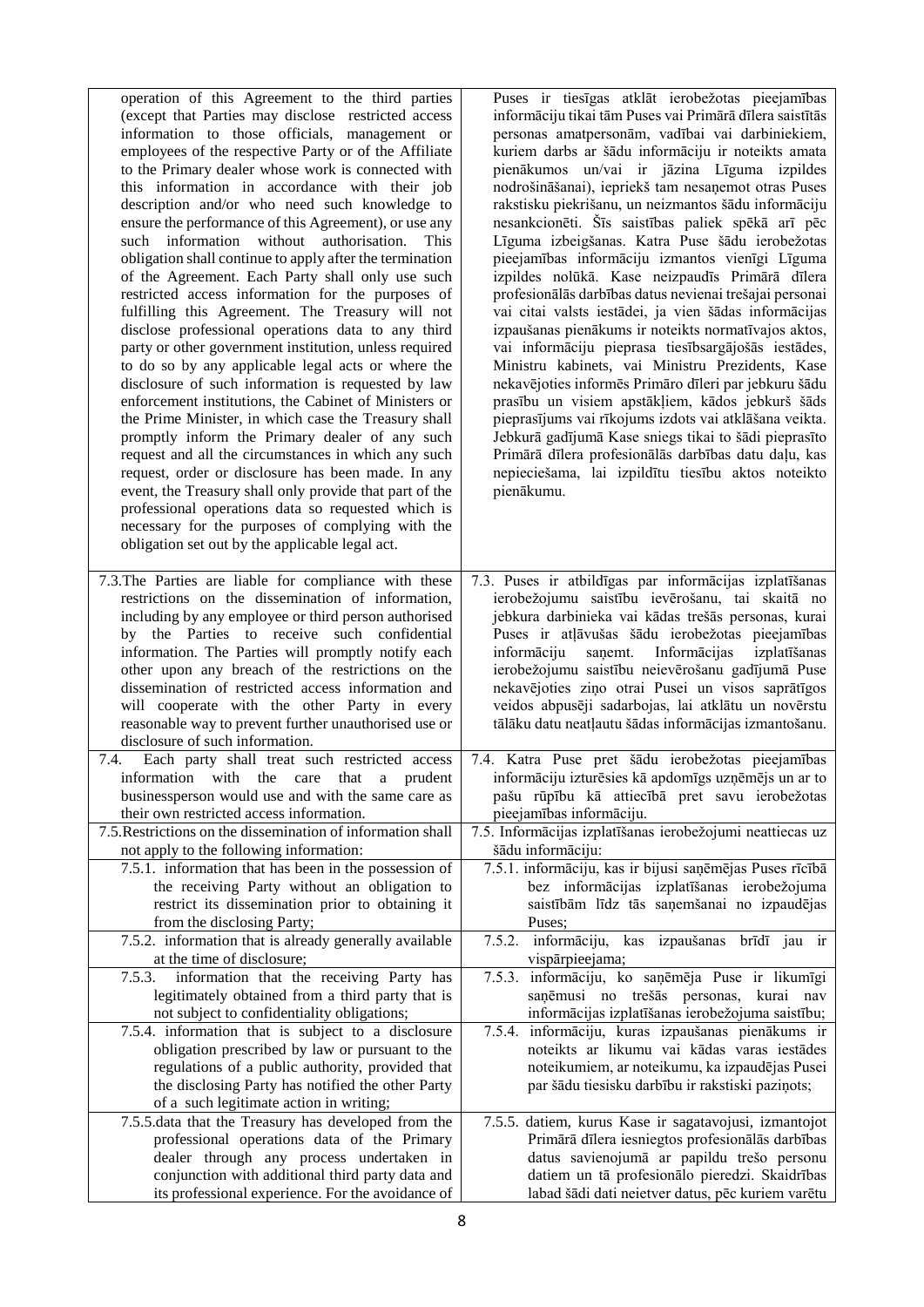| | |
|---|---|
| operation of this Agreement to the third parties (except that Parties may disclose restricted access information to those officials, management or employees of the respective Party or of the Affiliate to the Primary dealer whose work is connected with this information in accordance with their job description and/or who need such knowledge to ensure the performance of this Agreement), or use any such information without authorisation. This obligation shall continue to apply after the termination of the Agreement. Each Party shall only use such restricted access information for the purposes of fulfilling this Agreement. The Treasury will not disclose professional operations data to any third party or other government institution, unless required to do so by any applicable legal acts or where the disclosure of such information is requested by law enforcement institutions, the Cabinet of Ministers or the Prime Minister, in which case the Treasury shall promptly inform the Primary dealer of any such request and all the circumstances in which any such request, order or disclosure has been made. In any event, the Treasury shall only provide that part of the professional operations data so requested which is necessary for the purposes of complying with the obligation set out by the applicable legal act. | Puses ir tiesīgas atklāt ierobežotas pieejamības informāciju tikai tām Puses vai Primārā dīlera saistītās personas amatpersonām, vadībai vai darbiniekiem, kuriem darbs ar šādu informāciju ir noteikts amata pienākumos un/vai ir jāzina Līguma izpildes nodrošināšanai), iepriekš tam nesaņemot otras Puses rakstisku piekrišanu, un neizmantos šādu informāciju nesankcionēti. Šīs saistības paliek spēkā arī pēc Līguma izbeigšanas. Katra Puse šādu ierobežotas pieejamības informāciju izmantos vienīgi Līguma izpildes nolūkā. Kase neizpaudīs Primārā dīlera profesionālās darbības datus nevienai trešajai personai vai citai valsts iestādei, ja vien šādas informācijas izpaušanas pienākums ir noteikts normatīvajos aktos, vai informāciju pieprasa tiesībsargājošās iestādes, Ministru kabinets, vai Ministru Prezidents, Kase nekavējoties informēs Primāro dīleri par jebkuru šādu prasību un visiem apstākļiem, kādos jebkurš šāds pieprasījums vai rīkojums izdots vai atklāšana veikta. Jebkurā gadījumā Kase sniegs tikai to šādi pieprasīto Primārā dīlera profesionālās darbības datu daļu, kas nepieciešama, lai izpildītu tiesību aktos noteikto pienākumu. |
| 7.3. The Parties are liable for compliance with these restrictions on the dissemination of information, including by any employee or third person authorised by the Parties to receive such confidential information. The Parties will promptly notify each other upon any breach of the restrictions on the dissemination of restricted access information and will cooperate with the other Party in every reasonable way to prevent further unauthorised use or disclosure of such information. | 7.3. Puses ir atbildīgas par informācijas izplatīšanas ierobežojumu saistību ievērošanu, tai skaitā no jebkura darbinieka vai kādas trešās personas, kurai Puses ir atļāvušas šādu ierobežotas pieejamības informāciju saņemt. Informācijas izplatīšanas ierobežojumu saistību neievērošanu gadījumā Puse nekavējoties ziņo otrai Pusei un visos saprātīgos veidos abpusēji sadarbojas, lai atklātu un novērstu tālāku datu neatļautu šādas informācijas izmantošanu. |
| 7.4. Each party shall treat such restricted access information with the care that a prudent businessperson would use and with the same care as their own restricted access information. | 7.4. Katra Puse pret šādu ierobežotas pieejamības informāciju izturēsies kā apdomīgs uzņēmējs un ar to pašu rūpību kā attiecībā pret savu ierobežotas pieejamības informāciju. |
| 7.5. Restrictions on the dissemination of information shall not apply to the following information: | 7.5. Informācijas izplatīšanas ierobežojumi neattiecas uz šādu informāciju: |
| 7.5.1. information that has been in the possession of the receiving Party without an obligation to restrict its dissemination prior to obtaining it from the disclosing Party; | 7.5.1. informāciju, kas ir bijusi saņēmējas Puses rīcībā bez informācijas izplatīšanas ierobežojuma saistībām līdz tās saņemšanai no izpaudējas Puses; |
| 7.5.2. information that is already generally available at the time of disclosure; | 7.5.2. informāciju, kas izpaušanas brīdī jau ir vispārpieejama; |
| 7.5.3. information that the receiving Party has legitimately obtained from a third party that is not subject to confidentiality obligations; | 7.5.3. informāciju, ko saņēmēja Puse ir likumīgi saņēmusi no trešās personas, kurai nav informācijas izplatīšanas ierobežojuma saistību; |
| 7.5.4. information that is subject to a disclosure obligation prescribed by law or pursuant to the regulations of a public authority, provided that the disclosing Party has notified the other Party of a such legitimate action in writing; | 7.5.4. informāciju, kuras izpaušanas pienākums ir noteikts ar likumu vai kādas varas iestādes noteikumiem, ar noteikumu, ka izpaudējas Pusei par šādu tiesisku darbību ir rakstiski paziņots; |
| 7.5.5. data that the Treasury has developed from the professional operations data of the Primary dealer through any process undertaken in conjunction with additional third party data and its professional experience. For the avoidance of | 7.5.5. datiem, kurus Kase ir sagatavojusi, izmantojot Primārā dīlera iesniegtos profesionālās darbības datus savienojumā ar papildu trešo personu datiem un tā profesionālo pieredzi. Skaidrības labad šādi dati neietver datus, pēc kuriem varētu |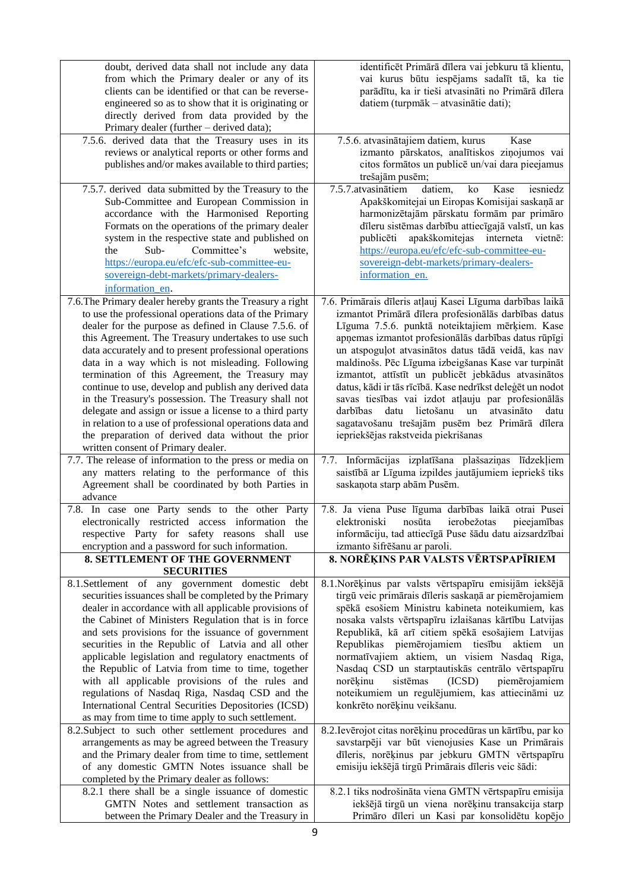| | |
|---|---|
| doubt, derived data shall not include any data from which the Primary dealer or any of its clients can be identified or that can be reverse-engineered so as to show that it is originating or directly derived from data provided by the Primary dealer (further – derived data); | identificēt Primārā dīlera vai jebkuru tā klientu, vai kurus būtu iespējams sadalīt tā, ka tie parādītu, ka ir tieši atvasināti no Primārā dīlera datiem (turpmāk – atvasinātie dati); |
| 7.5.6. derived data that the Treasury uses in its reviews or analytical reports or other forms and publishes and/or makes available to third parties; | 7.5.6. atvasinātajiem datiem, kurus Kase izmanto pārskatos, analītiskos ziņojumos vai citos formātos un publicē un/vai dara pieejamus trešajām pusēm; |
| 7.5.7. derived data submitted by the Treasury to the Sub-Committee and European Commission in accordance with the Harmonised Reporting Formats on the operations of the primary dealer system in the respective state and published on the Sub- Committee's website, https://europa.eu/efc/efc-sub-committee-eu-sovereign-debt-markets/primary-dealers-information_en. | 7.5.7.atvasinātiem datiem, ko Kase iesniedz Apakškomitejai un Eiropas Komisijai saskaņā ar harmonizētajām pārskatu formām par primāro dīleru sistēmas darbību attiecīgajā valstī, un kas publicēti apakškomitejas interneta vietnē: https://europa.eu/efc/efc-sub-committee-eu-sovereign-debt-markets/primary-dealers-information_en. |
| 7.6.The Primary dealer hereby grants the Treasury a right to use the professional operations data of the Primary dealer for the purpose as defined in Clause 7.5.6. of this Agreement. The Treasury undertakes to use such data accurately and to present professional operations data in a way which is not misleading. Following termination of this Agreement, the Treasury may continue to use, develop and publish any derived data in the Treasury's possession. The Treasury shall not delegate and assign or issue a license to a third party in relation to a use of professional operations data and the preparation of derived data without the prior written consent of Primary dealer. | 7.6. Primārais dīleris atļauj Kasei Līguma darbības laikā izmantot Primārā dīlera profesionālās darbības datus Līguma 7.5.6. punktā noteiktajiem mērķiem. Kase apņemas izmantot profesionālās darbības datus rūpīgi un atspoguļot atvasinātos datus tādā veidā, kas nav maldinošs. Pēc Līguma izbeigšanas Kase var turpināt izmantot, attīstīt un publicēt jebkādus atvasinātos datus, kādi ir tās rīcībā. Kase nedrīkst deleģēt un nodot savas tiesības vai izdot atļauju par profesionālās darbības datu lietošanu un atvasināto datu sagatavošanu trešajām pusēm bez Primārā dīlera iepriekšējas rakstveida piekrišanas |
| 7.7. The release of information to the press or media on any matters relating to the performance of this Agreement shall be coordinated by both Parties in advance | 7.7. Informācijas izplatīšana plašsaziņas līdzekļiem saistībā ar Līguma izpildes jautājumiem iepriekš tiks saskaņota starp abām Pusēm. |
| 7.8. In case one Party sends to the other Party electronically restricted access information the respective Party for safety reasons shall use encryption and a password for such information. | 7.8. Ja viena Puse līguma darbības laikā otrai Pusei elektroniski nosūta ierobežotas pieejamības informāciju, tad attiecīgā Puse šādu datu aizsardzībai izmanto šifrēšanu ar paroli. |
| **8. SETTLEMENT OF THE GOVERNMENT SECURITIES** | **8. NORĒĶINS PAR VALSTS VĒRTSPAPĪRIEM** |
| 8.1.Settlement of any government domestic debt securities issuances shall be completed by the Primary dealer in accordance with all applicable provisions of the Cabinet of Ministers Regulation that is in force and sets provisions for the issuance of government securities in the Republic of Latvia and all other applicable legislation and regulatory enactments of the Republic of Latvia from time to time, together with all applicable provisions of the rules and regulations of Nasdaq Riga, Nasdaq CSD and the International Central Securities Depositories (ICSD) as may from time to time apply to such settlement. | 8.1.Norēķinus par valsts vērtspapīru emisijām iekšējā tirgū veic primārais dīleris saskaņā ar piemērojamiem spēkā esošiem Ministru kabineta noteikumiem, kas nosaka valsts vērtspapīru izlaišanas kārtību Latvijas Republikā, kā arī citiem spēkā esošajiem Latvijas Republikas piemērojamiem tiesību aktiem un normatīvajiem aktiem, un visiem Nasdaq Riga, Nasdaq CSD un starptautiskās centrālo vērtspapīru norēķinu sistēmas (ICSD) piemērojamiem noteikumiem un regulējumiem, kas attiecināmi uz konkrēto norēķinu veikšanu. |
| 8.2.Subject to such other settlement procedures and arrangements as may be agreed between the Treasury and the Primary dealer from time to time, settlement of any domestic GMTN Notes issuance shall be completed by the Primary dealer as follows: | 8.2.Ievērojot citas norēķinu procedūras un kārtību, par ko savstarpēji var būt vienojusies Kase un Primārais dīleris, norēķinus par jebkuru GMTN vērtspapīru emisiju iekšējā tirgū Primārais dīleris veic šādi: |
| 8.2.1 there shall be a single issuance of domestic GMTN Notes and settlement transaction as between the Primary Dealer and the Treasury in | 8.2.1 tiks nodrošināta viena GMTN vērtspapīru emisija iekšējā tirgū un viena norēķinu transakcija starp Primāro dīleri un Kasi par konsolidētu kopējo |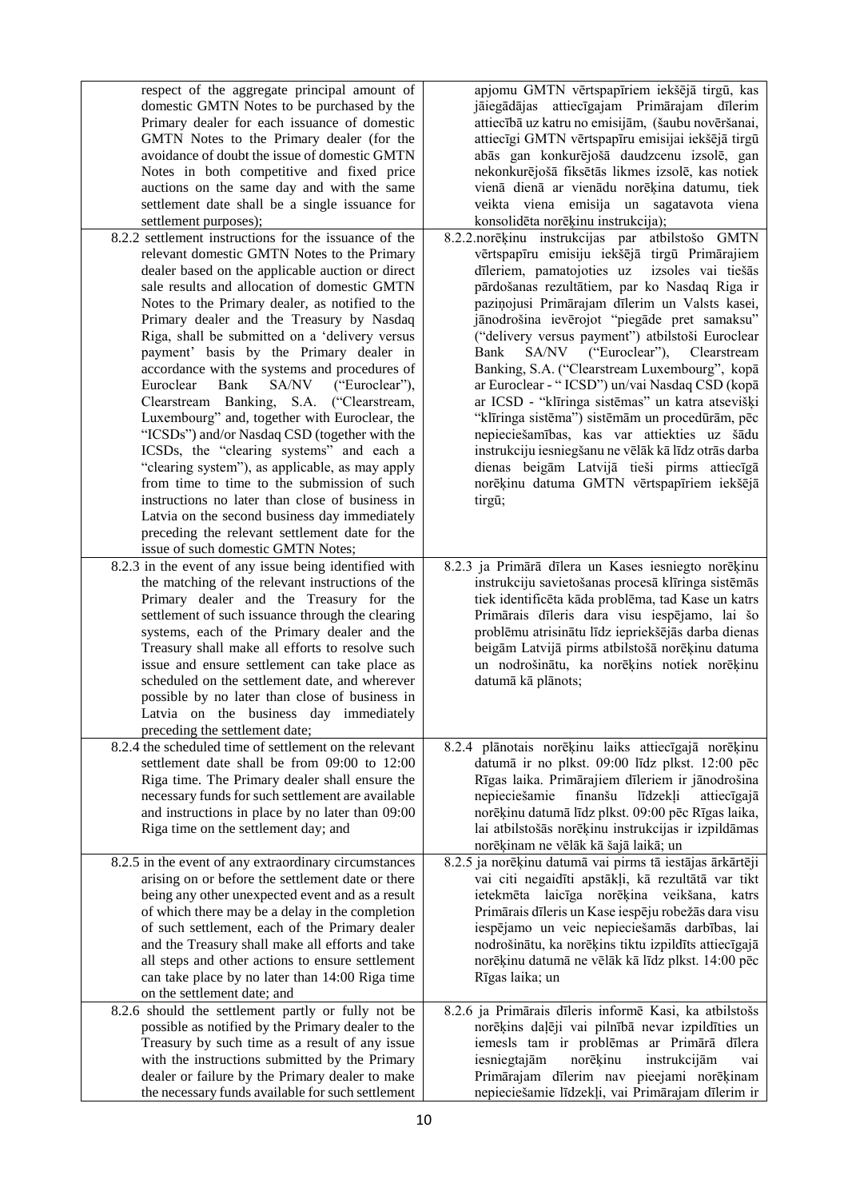| respect of the aggregate principal amount of domestic GMTN Notes to be purchased by the Primary dealer for each issuance of domestic GMTN Notes to the Primary dealer (for the avoidance of doubt the issue of domestic GMTN Notes in both competitive and fixed price auctions on the same day and with the same settlement date shall be a single issuance for settlement purposes); | apjomu GMTN vērtspapīriem iekšējā tirgū, kas jāiegādājas attiecīgajam Primārajam dīlerim attiecībā uz katru no emisijām, (šaubu novēršanai, attiecīgi GMTN vērtspapīru emisijai iekšējā tirgū abās gan konkurējošā daudzcenu izsolē, gan nekonkurējošā fiksētās likmes izsolē, kas notiek vienā dienā ar vienādu norēķina datumu, tiek veikta viena emisija un sagatavota viena konsolidēta norēķinu instrukcija); |
|---|---|
| 8.2.2 settlement instructions for the issuance of the relevant domestic GMTN Notes to the Primary dealer based on the applicable auction or direct sale results and allocation of domestic GMTN Notes to the Primary dealer, as notified to the Primary dealer and the Treasury by Nasdaq Riga, shall be submitted on a 'delivery versus payment' basis by the Primary dealer in accordance with the systems and procedures of Euroclear Bank SA/NV ("Euroclear"), Clearstream Banking, S.A. ("Clearstream, Luxembourg" and, together with Euroclear, the "ICSDs") and/or Nasdaq CSD (together with the ICSDs, the "clearing systems" and each a "clearing system"), as applicable, as may apply from time to time to the submission of such instructions no later than close of business in Latvia on the second business day immediately preceding the relevant settlement date for the issue of such domestic GMTN Notes; | 8.2.2.norēķinu instrukcijas par atbilstošo GMTN vērtspapīru emisiju iekšējā tirgū Primārajiem dīleriem, pamatojoties uz izsoles vai tiešās pārdošanas rezultātiem, par ko Nasdaq Riga ir paziņojusi Primārajam dīlerim un Valsts kasei, jānodrošina ievērojot "piegāde pret samaksu" ("delivery versus payment") atbilstoši Euroclear Bank SA/NV ("Euroclear"), Clearstream Banking, S.A. ("Clearstream Luxembourg", kopā ar Euroclear - " ICSD") un/vai Nasdaq CSD (kopā ar ICSD - "klīringa sistēmas" un katra atsevišķi "klīringa sistēma") sistēmām un procedūrām, pēc nepieciešamības, kas var attiekties uz šādu instrukciju iesniegšanu ne vēlāk kā līdz otrās darba dienas beigām Latvijā tieši pirms attiecīgā norēķinu datuma GMTN vērtspapīriem iekšējā tirgū; |
| 8.2.3 in the event of any issue being identified with the matching of the relevant instructions of the Primary dealer and the Treasury for the settlement of such issuance through the clearing systems, each of the Primary dealer and the Treasury shall make all efforts to resolve such issue and ensure settlement can take place as scheduled on the settlement date, and wherever possible by no later than close of business in Latvia on the business day immediately preceding the settlement date; | 8.2.3 ja Primārā dīlera un Kases iesniegto norēķinu instrukciju savietošanas procesā klīringa sistēmās tiek identificēta kāda problēma, tad Kase un katrs Primārais dīleris dara visu iespējamo, lai šo problēmu atrisinātu līdz iepriekšējās darba dienas beigām Latvijā pirms atbilstošā norēķinu datuma un nodrošinātu, ka norēķins notiek norēķinu datumā kā plānots; |
| 8.2.4 the scheduled time of settlement on the relevant settlement date shall be from 09:00 to 12:00 Riga time. The Primary dealer shall ensure the necessary funds for such settlement are available and instructions in place by no later than 09:00 Riga time on the settlement day; and | 8.2.4 plānotais norēķinu laiks attiecīgajā norēķinu datumā ir no plkst. 09:00 līdz plkst. 12:00 pēc Rīgas laika. Primārajiem dīleriem ir jānodrošina nepieciešamie finanšu līdzekļi attiecīgajā norēķinu datumā līdz plkst. 09:00 pēc Rīgas laika, lai atbilstošās norēķinu instrukcijas ir izpildāmas norēķinam ne vēlāk kā šajā laikā; un |
| 8.2.5 in the event of any extraordinary circumstances arising on or before the settlement date or there being any other unexpected event and as a result of which there may be a delay in the completion of such settlement, each of the Primary dealer and the Treasury shall make all efforts and take all steps and other actions to ensure settlement can take place by no later than 14:00 Riga time on the settlement date; and | 8.2.5 ja norēķinu datumā vai pirms tā iestājas ārkārtēji vai citi negaidīti apstākļi, kā rezultātā var tikt ietekmēta laicīga norēķina veikšana, katrs Primārais dīleris un Kase iespēju robežās dara visu iespējamo un veic nepieciešamās darbības, lai nodrošinātu, ka norēķins tiktu izpildīts attiecīgajā norēķinu datumā ne vēlāk kā līdz plkst. 14:00 pēc Rīgas laika; un |
| 8.2.6 should the settlement partly or fully not be possible as notified by the Primary dealer to the Treasury by such time as a result of any issue with the instructions submitted by the Primary dealer or failure by the Primary dealer to make the necessary funds available for such settlement | 8.2.6 ja Primārais dīleris informē Kasi, ka atbilstošs norēķins daļēji vai pilnībā nevar izpildīties un iemesls tam ir problēmas ar Primārā dīlera iesniegtajām norēķinu instrukcijām vai Primārajam dīlerim nav pieejami norēķinam nepieciešamie līdzekļi, vai Primārajam dīlerim ir |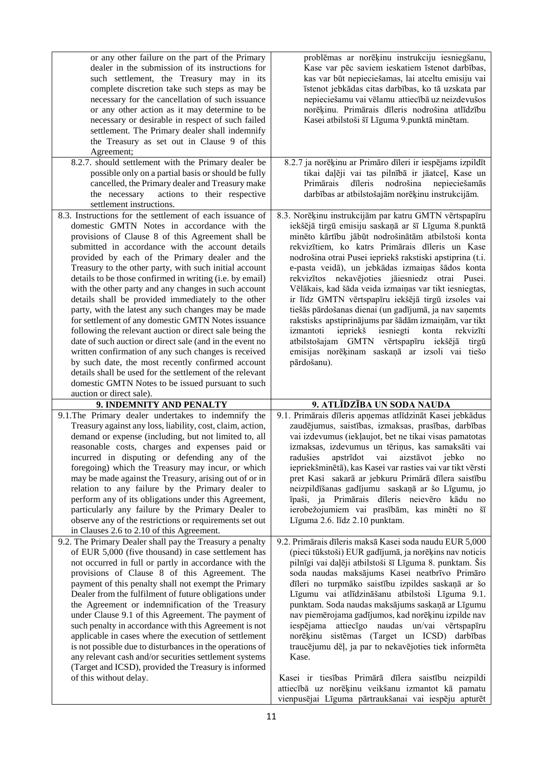| | |
|---|---|
| or any other failure on the part of the Primary dealer in the submission of its instructions for such settlement, the Treasury may in its complete discretion take such steps as may be necessary for the cancellation of such issuance or any other action as it may determine to be necessary or desirable in respect of such failed settlement. The Primary dealer shall indemnify the Treasury as set out in Clause 9 of this Agreement; | problēmas ar norēķinu instrukciju iesniegšanu, Kase var pēc saviem ieskatiem īstenot darbības, kas var būt nepieciešamas, lai atceltu emisiju vai īstenot jebkādas citas darbības, ko tā uzskata par nepieciešamu vai vēlamu attiecībā uz neizdevušos norēķinu. Primārais dīleris nodrošina atlīdzību Kasei atbilstoši šī Līguma 9.punktā minētam. |
| 8.2.7. should settlement with the Primary dealer be possible only on a partial basis or should be fully cancelled, the Primary dealer and Treasury make the necessary actions to their respective settlement instructions. | 8.2.7 ja norēķinu ar Primāro dīleri ir iespējams izpildīt tikai daļēji vai tas pilnībā ir jāatceļ, Kase un Primārais dīleris nodrošina nepieciešamās darbības ar atbilstošajām norēķinu instrukcijām. |
| 8.3. Instructions for the settlement of each issuance of domestic GMTN Notes in accordance with the provisions of Clause 8 of this Agreement shall be submitted in accordance with the account details provided by each of the Primary dealer and the Treasury to the other party, with such initial account details to be those confirmed in writing (i.e. by email) with the other party and any changes in such account details shall be provided immediately to the other party, with the latest any such changes may be made for settlement of any domestic GMTN Notes issuance following the relevant auction or direct sale being the date of such auction or direct sale (and in the event no written confirmation of any such changes is received by such date, the most recently confirmed account details shall be used for the settlement of the relevant domestic GMTN Notes to be issued pursuant to such auction or direct sale). | 8.3. Norēķinu instrukcijām par katru GMTN vērtspapīru iekšējā tirgū emisiju saskaņā ar šī Līguma 8.punktā minēto kārtību jābūt nodrošinātām atbilstoši konta rekvizītiem, ko katrs Primārais dīleris un Kase nodrošina otrai Pusei iepriekš rakstiski apstiprina (t.i. e-pasta veidā), un jebkādas izmaiņas šādos konta rekvizītos nekavējoties jāiesniedz otrai Pusei. Vēlākais, kad šāda veida izmaiņas var tikt iesniegtas, ir līdz GMTN vērtspapīru iekšējā tirgū izsoles vai tiešās pārdošanas dienai (un gadījumā, ja nav saņemts rakstisks apstiprinājums par šādām izmaiņām, var tikt izmantoti iepriekš iesniegti konta rekvizīti atbilstošajam GMTN vērtspapīru iekšējā tirgū emisijas norēķinam saskaņā ar izsoli vai tiešo pārdošanu). |
| **9. INDEMNITY AND PENALTY** | **9. ATLĪDZĪBA UN SODA NAUDA** |
| 9.1.The Primary dealer undertakes to indemnify the Treasury against any loss, liability, cost, claim, action, demand or expense (including, but not limited to, all reasonable costs, charges and expenses paid or incurred in disputing or defending any of the foregoing) which the Treasury may incur, or which may be made against the Treasury, arising out of or in relation to any failure by the Primary dealer to perform any of its obligations under this Agreement, particularly any failure by the Primary Dealer to observe any of the restrictions or requirements set out in Clauses 2.6 to 2.10 of this Agreement. | 9.1. Primārais dīleris apņemas atlīdzināt Kasei jebkādus zaudējumus, saistības, izmaksas, prasības, darbības vai izdevumus (iekļaujot, bet ne tikai visas pamatotas izmaksas, izdevumus un tēriņus, kas samaksāti vai radušies apstrīdot vai aizstāvot jebko no iepriekšminētā), kas Kasei var rasties vai var tikt vērsti pret Kasi sakarā ar jebkuru Primārā dīlera saistību neizpildīšanas gadījumu saskaņā ar šo Līgumu, jo īpaši, ja Primārais dīleris neievēro kādu no ierobežojumiem vai prasībām, kas minēti no šī Līguma 2.6. līdz 2.10 punktam. |
| 9.2. The Primary Dealer shall pay the Treasury a penalty of EUR 5,000 (five thousand) in case settlement has not occurred in full or partly in accordance with the provisions of Clause 8 of this Agreement. The payment of this penalty shall not exempt the Primary Dealer from the fulfilment of future obligations under the Agreement or indemnification of the Treasury under Clause 9.1 of this Agreement. The payment of such penalty in accordance with this Agreement is not applicable in cases where the execution of settlement is not possible due to disturbances in the operations of any relevant cash and/or securities settlement systems (Target and ICSD), provided the Treasury is informed of this without delay. | 9.2. Primārais dīleris maksā Kasei soda naudu EUR 5,000 (pieci tūkstoši) EUR gadījumā, ja norēķins nav noticis pilnīgi vai daļēji atbilstoši šī Līguma 8. punktam. Šis soda naudas maksājums Kasei neatbrīvo Primāro dīleri no turpmāko saistību izpildes saskaņā ar šo Līgumu vai atlīdzināšanu atbilstoši Līguma 9.1. punktam. Soda naudas maksājums saskaņā ar Līgumu nav piemērojama gadījumos, kad norēķinu izpilde nav iespējama attiecīgo naudas un/vai vērtspapīru norēķinu sistēmas (Target un ICSD) darbības traucējumu dēļ, ja par to nekavējoties tiek informēta Kase.<br><br>Kasei ir tiesības Primārā dīlera saistību neizpildi attiecībā uz norēķinu veikšanu izmantot kā pamatu vienpusējai Līguma pārtraukšanai vai iespēju apturēt |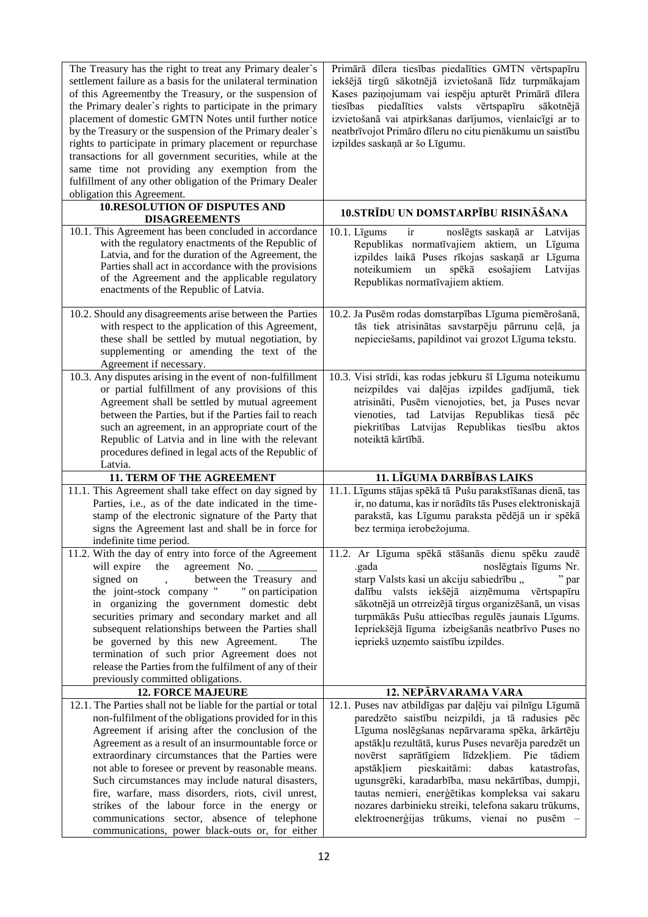| | |
|---|---|
| The Treasury has the right to treat any Primary dealer`s settlement failure as a basis for the unilateral termination of this Agreementby the Treasury, or the suspension of the Primary dealer`s rights to participate in the primary placement of domestic GMTN Notes until further notice by the Treasury or the suspension of the Primary dealer`s rights to participate in primary placement or repurchase transactions for all government securities, while at the same time not providing any exemption from the fulfillment of any other obligation of the Primary Dealer obligation this Agreement. | Primārā dīlera tiesības piedalīties GMTN vērtspapīru iekšējā tirgū sākotnējā izvietošanā līdz turpmākajam Kases paziņojumam vai iespēju apturēt Primārā dīlera tiesības piedalīties valsts vērtspapīru sākotnējā izvietošanā vai atpirkšanas darījumos, vienlaicīgi ar to neatbrīvojot Primāro dīleru no citu pienākumu un saistību izpildes saskaņā ar šo Līgumu. |
| **10.RESOLUTION OF DISPUTES AND DISAGREEMENTS** | **10.STRĪDU UN DOMSTARPĪBU RISINĀŠANA** |
| 10.1. This Agreement has been concluded in accordance with the regulatory enactments of the Republic of Latvia, and for the duration of the Agreement, the Parties shall act in accordance with the provisions of the Agreement and the applicable regulatory enactments of the Republic of Latvia. | 10.1. Līgums ir noslēgts saskaņā ar Latvijas Republikas normatīvajiem aktiem, un Līguma izpildes laikā Puses rīkojas saskaņā ar Līguma noteikumiem un spēkā esošajiem Latvijas Republikas normatīvajiem aktiem. |
| 10.2. Should any disagreements arise between the Parties with respect to the application of this Agreement, these shall be settled by mutual negotiation, by supplementing or amending the text of the Agreement if necessary. | 10.2. Ja Pusēm rodas domstarpības Līguma piemērošanā, tās tiek atrisinātas savstarpēju pārrunu ceļā, ja nepieciešams, papildinot vai grozot Līguma tekstu. |
| 10.3. Any disputes arising in the event of non-fulfillment or partial fulfillment of any provisions of this Agreement shall be settled by mutual agreement between the Parties, but if the Parties fail to reach such an agreement, in an appropriate court of the Republic of Latvia and in line with the relevant procedures defined in legal acts of the Republic of Latvia. | 10.3. Visi strīdi, kas rodas jebkuru šī Līguma noteikumu neizpildes vai daļējas izpildes gadījumā, tiek atrisināti, Pusēm vienojoties, bet, ja Puses nevar vienoties, tad Latvijas Republikas tiesā pēc piekritības Latvijas Republikas tiesību aktos noteiktā kārtībā. |
| **11. TERM OF THE AGREEMENT** | **11. LĪGUMA DARBĪBAS LAIKS** |
| 11.1. This Agreement shall take effect on day signed by Parties, i.e., as of the date indicated in the time-stamp of the electronic signature of the Party that signs the Agreement last and shall be in force for indefinite time period. | 11.1. Līgums stājas spēkā tā Pušu parakstīšanas dienā, tas ir, no datuma, kas ir norādīts tās Puses elektroniskajā parakstā, kas Līgumu paraksta pēdējā un ir spēkā bez termiņa ierobežojuma. |
| 11.2. With the day of entry into force of the Agreement will expire the agreement No. \_\_\_\_\_\_\_\_\_\_ signed on , between the Treasury and the joint-stock company " " on participation in organizing the government domestic debt securities primary and secondary market and all subsequent relationships between the Parties shall be governed by this new Agreement. The termination of such prior Agreement does not release the Parties from the fulfilment of any of their previously committed obligations. | 11.2. Ar Līguma spēkā stāšanās dienu spēku zaudē .gada noslēgtais līgums Nr. starp Valsts kasi un akciju sabiedrību „ " par dalību valsts iekšējā aizņēmuma vērtspapīru sākotnējā un otrreizējā tirgus organizēšanā, un visas turpmākās Pušu attiecības regulēs jaunais Līgums. Iepriekšējā līguma izbeigšanās neatbrīvo Puses no iepriekš uzņemto saistību izpildes. |
| **12. FORCE MAJEURE** | **12. NEPĀRVARAMA VARA** |
| 12.1. The Parties shall not be liable for the partial or total non-fulfilment of the obligations provided for in this Agreement if arising after the conclusion of the Agreement as a result of an insurmountable force or extraordinary circumstances that the Parties were not able to foresee or prevent by reasonable means. Such circumstances may include natural disasters, fire, warfare, mass disorders, riots, civil unrest, strikes of the labour force in the energy or communications sector, absence of telephone communications, power black-outs or, for either | 12.1. Puses nav atbildīgas par daļēju vai pilnīgu Līgumā paredzēto saistību neizpildi, ja tā radusies pēc Līguma noslēgšanas nepārvarama spēka, ārkārtēju apstākļu rezultātā, kurus Puses nevarēja paredzēt un novērst saprātīgiem līdzekļiem. Pie tādiem apstākļiem pieskaitāmi: dabas katastrofas, ugunsgrēki, karadarbība, masu nekārtības, dumpji, tautas nemieri, enerģētikas kompleksa vai sakaru nozares darbinieku streiki, telefona sakaru trūkums, elektroenerģijas trūkums, vienai no pusēm – |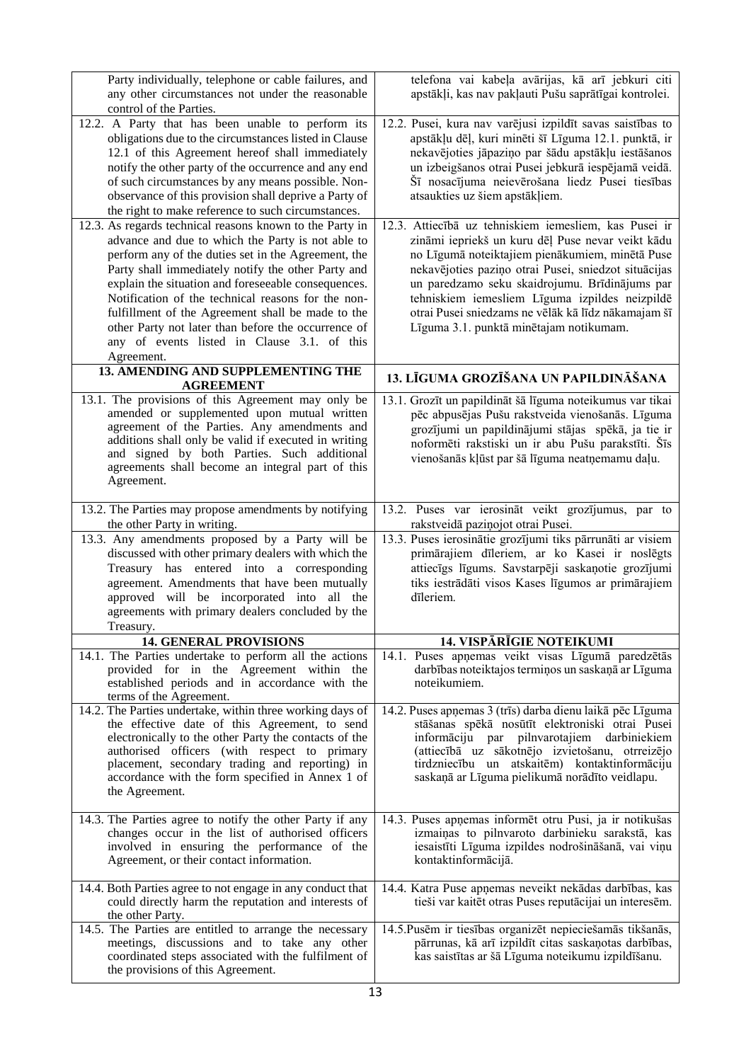| Party individually, telephone or cable failures, and any other circumstances not under the reasonable control of the Parties. | telefona vai kabeļa avārijas, kā arī jebkuri citi apstākļi, kas nav pakļauti Pušu saprātīgai kontrolei. |
|---|---|
| 12.2. A Party that has been unable to perform its obligations due to the circumstances listed in Clause 12.1 of this Agreement hereof shall immediately notify the other party of the occurrence and any end of such circumstances by any means possible. Non-observance of this provision shall deprive a Party of the right to make reference to such circumstances. | 12.2. Pusei, kura nav varējusi izpildīt savas saistības to apstākļu dēļ, kuri minēti šī Līguma 12.1. punktā, ir nekavējoties jāpaziņo par šādu apstākļu iestāšanos un izbeigšanos otrai Pusei jebkurā iespējamā veidā. Šī nosacījuma neievērošana liedz Pusei tiesības atsaukties uz šiem apstākļiem. |
| 12.3. As regards technical reasons known to the Party in advance and due to which the Party is not able to perform any of the duties set in the Agreement, the Party shall immediately notify the other Party and explain the situation and foreseeable consequences. Notification of the technical reasons for the non-fulfillment of the Agreement shall be made to the other Party not later than before the occurrence of any of events listed in Clause 3.1. of this Agreement. | 12.3. Attiecībā uz tehniskiem iemesliem, kas Pusei ir zināmi iepriekš un kuru dēļ Puse nevar veikt kādu no Līgumā noteiktajiem pienākumiem, minētā Puse nekavējoties paziņo otrai Pusei, sniedzot situācijas un paredzamo seku skaidrojumu. Brīdinājums par tehniskiem iemesliem Līguma izpildes neizpildē otrai Pusei sniedzams ne vēlāk kā līdz nākamajam šī Līguma 3.1. punktā minētajam notikumam. |
| **13. AMENDING AND SUPPLEMENTING THE AGREEMENT** | **13. LĪGUMA GROZĪŠANA UN PAPILDINĀŠANA** |
| 13.1. The provisions of this Agreement may only be amended or supplemented upon mutual written agreement of the Parties. Any amendments and additions shall only be valid if executed in writing and signed by both Parties. Such additional agreements shall become an integral part of this Agreement. | 13.1. Grozīt un papildināt šā līguma noteikumus var tikai pēc abpusējas Pušu rakstveida vienošanās. Līguma grozījumi un papildinājumi stājas spēkā, ja tie ir noformēti rakstiski un ir abu Pušu parakstīti. Šīs vienošanās kļūst par šā līguma neatņemamu daļu. |
| 13.2. The Parties may propose amendments by notifying the other Party in writing. | 13.2. Puses var ierosināt veikt grozījumus, par to rakstveidā paziņojot otrai Pusei. |
| 13.3. Any amendments proposed by a Party will be discussed with other primary dealers with which the Treasury has entered into a corresponding agreement. Amendments that have been mutually approved will be incorporated into all the agreements with primary dealers concluded by the Treasury. | 13.3. Puses ierosinātie grozījumi tiks pārrunāti ar visiem primārajiem dīleriem, ar ko Kasei ir noslēgts attiecīgs līgums. Savstarpēji saskaņotie grozījumi tiks iestrādāti visos Kases līgumos ar primārajiem dīleriem. |
| **14. GENERAL PROVISIONS** | **14. VISPĀRĪGIE NOTEIKUMI** |
| 14.1. The Parties undertake to perform all the actions provided for in the Agreement within the established periods and in accordance with the terms of the Agreement. | 14.1. Puses apņemas veikt visas Līgumā paredzētās darbības noteiktajos termiņos un saskaņā ar Līguma noteikumiem. |
| 14.2. The Parties undertake, within three working days of the effective date of this Agreement, to send electronically to the other Party the contacts of the authorised officers (with respect to primary placement, secondary trading and reporting) in accordance with the form specified in Annex 1 of the Agreement. | 14.2. Puses apņemas 3 (trīs) darba dienu laikā pēc Līguma stāšanas spēkā nosūtīt elektroniski otrai Pusei informāciju par pilnvarotajiem darbiniekiem (attiecībā uz sākotnējo izvietošanu, otrreizējo tirdzniecību un atskaitēm) kontaktinformāciju saskaņā ar Līguma pielikumā norādīto veidlapu. |
| 14.3. The Parties agree to notify the other Party if any changes occur in the list of authorised officers involved in ensuring the performance of the Agreement, or their contact information. | 14.3. Puses apņemas informēt otru Pusi, ja ir notikušas izmaiņas to pilnvaroto darbinieku sarakstā, kas iesaistīti Līguma izpildes nodrošināšanā, vai viņu kontaktinformācijā. |
| 14.4. Both Parties agree to not engage in any conduct that could directly harm the reputation and interests of the other Party. | 14.4. Katra Puse apņemas neveikt nekādas darbības, kas tieši var kaitēt otras Puses reputācijai un interesēm. |
| 14.5. The Parties are entitled to arrange the necessary meetings, discussions and to take any other coordinated steps associated with the fulfilment of the provisions of this Agreement. | 14.5. Pusēm ir tiesības organizēt nepieciešamās tikšanās, pārrunas, kā arī izpildīt citas saskaņotas darbības, kas saistītas ar šā Līguma noteikumu izpildīšanu. |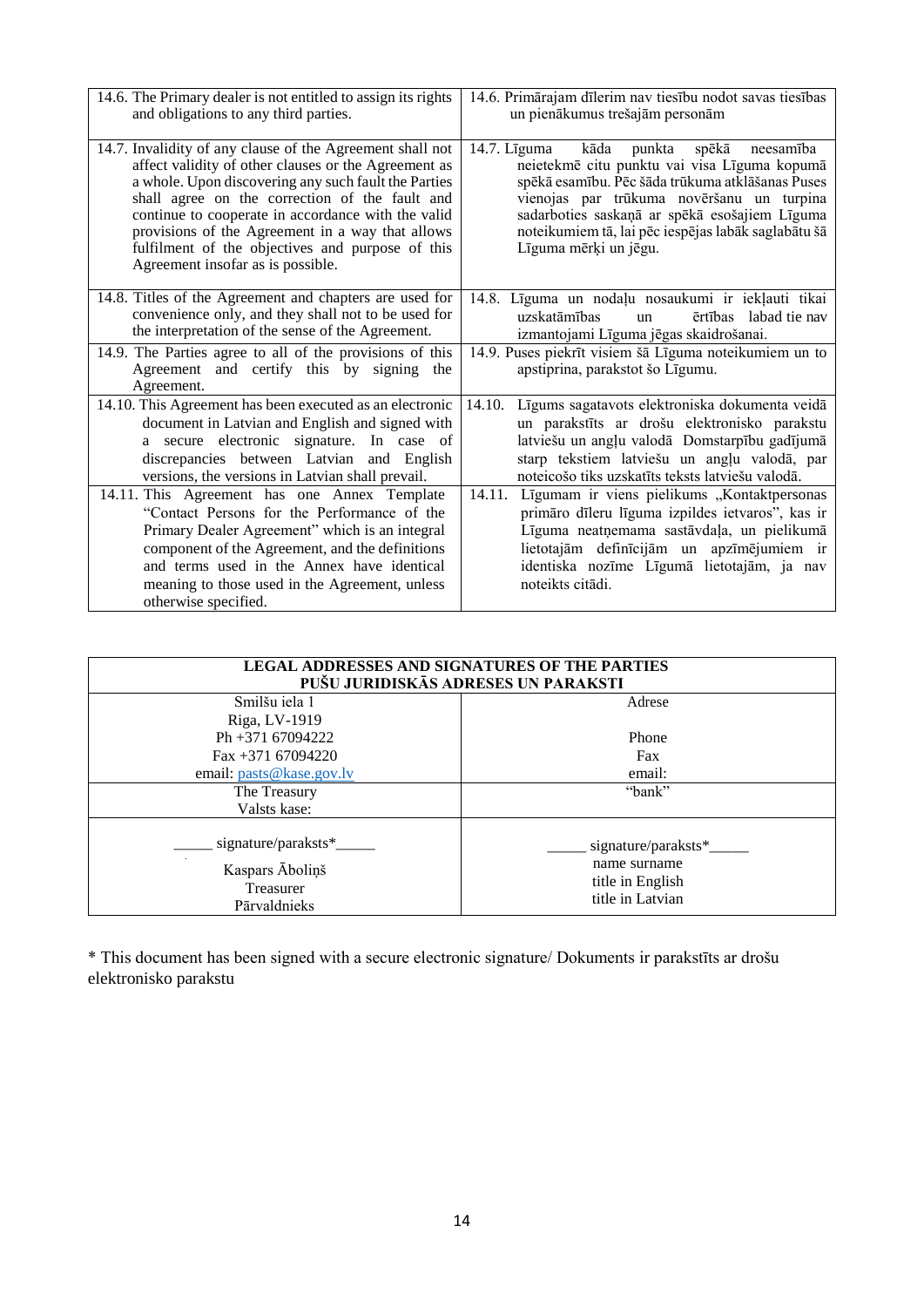| | |
|---|---|
| 14.6. The Primary dealer is not entitled to assign its rights and obligations to any third parties. | 14.6. Primārajam dīlerim nav tiesību nodot savas tiesības un pienākumus trešajām personām |
| 14.7. Invalidity of any clause of the Agreement shall not affect validity of other clauses or the Agreement as a whole. Upon discovering any such fault the Parties shall agree on the correction of the fault and continue to cooperate in accordance with the valid provisions of the Agreement in a way that allows fulfilment of the objectives and purpose of this Agreement insofar as is possible. | 14.7. Līguma kāda punkta spēkā neesamība neietekmē citu punktu vai visa Līguma kopumā spēkā esamību. Pēc šāda trūkuma atklāšanas Puses vienojas par trūkuma novēršanu un turpina sadarboties saskaņā ar spēkā esošajiem Līguma noteikumiem tā, lai pēc iespējas labāk saglabātu šā Līguma mērķi un jēgu. |
| 14.8. Titles of the Agreement and chapters are used for convenience only, and they shall not to be used for the interpretation of the sense of the Agreement. | 14.8. Līguma un nodaļu nosaukumi ir iekļauti tikai uzskatāmības un ērtības labad tie nav izmantojami Līguma jēgas skaidrošanai. |
| 14.9. The Parties agree to all of the provisions of this Agreement and certify this by signing the Agreement. | 14.9. Puses piekrīt visiem šā Līguma noteikumiem un to apstiprina, parakstot šo Līgumu. |
| 14.10. This Agreement has been executed as an electronic document in Latvian and English and signed with a secure electronic signature. In case of discrepancies between Latvian and English versions, the versions in Latvian shall prevail. | 14.10. Līgums sagatavots elektroniska dokumenta veidā un parakstīts ar drošu elektronisko parakstu latviešu un angļu valodā Domstarpību gadījumā starp tekstiem latviešu un angļu valodā, par noteicošo tiks uzskatīts teksts latviešu valodā. |
| 14.11. This Agreement has one Annex Template "Contact Persons for the Performance of the Primary Dealer Agreement" which is an integral component of the Agreement, and the definitions and terms used in the Annex have identical meaning to those used in the Agreement, unless otherwise specified. | 14.11. Līgumam ir viens pielikums „Kontaktpersonas primāro dīleru līguma izpildes ietvaros", kas ir Līguma neatņemama sastāvdaļa, un pielikumā lietotajām definīcijām un apzīmējumiem ir identiska nozīme Līgumā lietotajām, ja nav noteikts citādi. |

| **LEGAL ADDRESSES AND SIGNATURES OF THE PARTIES**<br>**PUŠU JURIDISKĀS ADRESES UN PARAKSTI** | |
|---|---|
| Smilšu iela 1<br>Riga, LV-1919<br>Ph +371 67094222<br>Fax +371 67094220<br>email: pasts@kase.gov.lv | Adrese<br><br>Phone<br>Fax<br>email: |
| The Treasury<br>Valsts kase: | "bank" |
| _____ signature/paraksts*_____<br>Kaspars Āboliņš<br>Treasurer<br>Pārvaldnieks | _____ signature/paraksts*_____<br>name surname<br>title in English<br>title in Latvian |

* This document has been signed with a secure electronic signature/ Dokuments ir parakstīts ar drošu elektronisko parakstu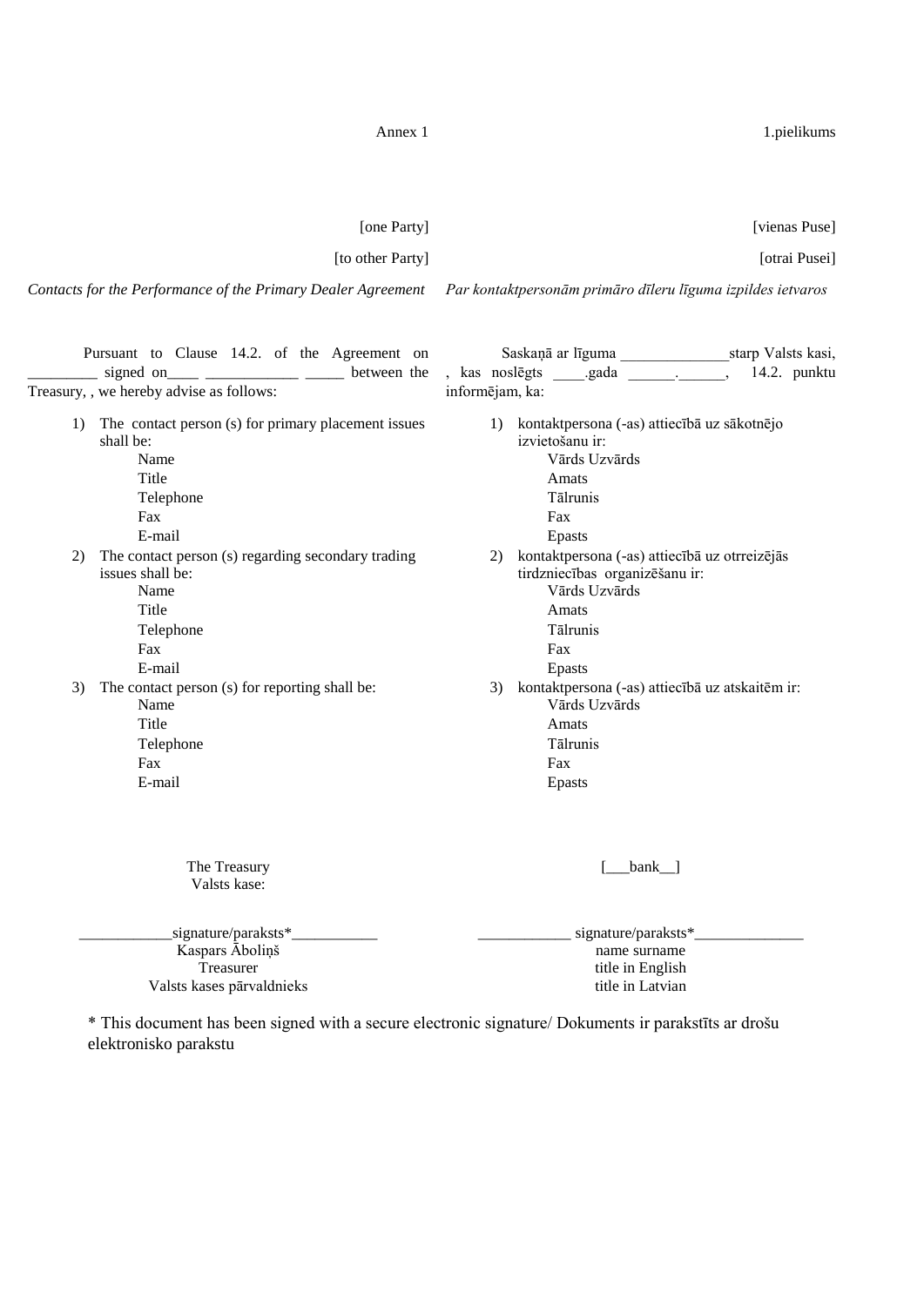Annex 1

1.pielikums

[one Party]

[to other Party]

*Contacts for the Performance of the Primary Dealer Agreement*

[vienas Puse]

[otrai Pusei]

*Par kontaktpersonām primāro dīleru līguma izpildes ietvaros*

Pursuant to Clause 14.2. of the Agreement on _________ signed on____ ____________ _____ between the Treasury, , we hereby advise as follows:

1) The contact person (s) for primary placement issues shall be:
   - Name
   - Title
   - Telephone
   - Fax
   - E-mail
2) The contact person (s) regarding secondary trading issues shall be:
   - Name
   - Title
   - Telephone
   - Fax
   - E-mail
3) The contact person (s) for reporting shall be:
   - Name
   - Title
   - Telephone
   - Fax
   - E-mail

Saskaņā ar līguma ______________starp Valsts kasi, , kas noslēgts ____.gada ______.______, 14.2. punktu informējam, ka:

1) kontaktpersona (-as) attiecībā uz sākotnējo izvietošanu ir:
   - Vārds Uzvārds
   - Amats
   - Tālrunis
   - Fax
   - Epasts
2) kontaktpersona (-as) attiecībā uz otrreizējās tirdzniecības organizēšanu ir:
   - Vārds Uzvārds
   - Amats
   - Tālrunis
   - Fax
   - Epasts
3) kontaktpersona (-as) attiecībā uz atskaitēm ir:
   - Vārds Uzvārds
   - Amats
   - Tālrunis
   - Fax
   - Epasts

The Treasury
Valsts kase:

____________signature/paraksts*___________
Kaspars Āboliņš
Treasurer
Valsts kases pārvaldnieks

[___bank__]

____________ signature/paraksts*______________
name surname
title in English
title in Latvian

\* This document has been signed with a secure electronic signature/ Dokuments ir parakstīts ar drošu elektronisko parakstu